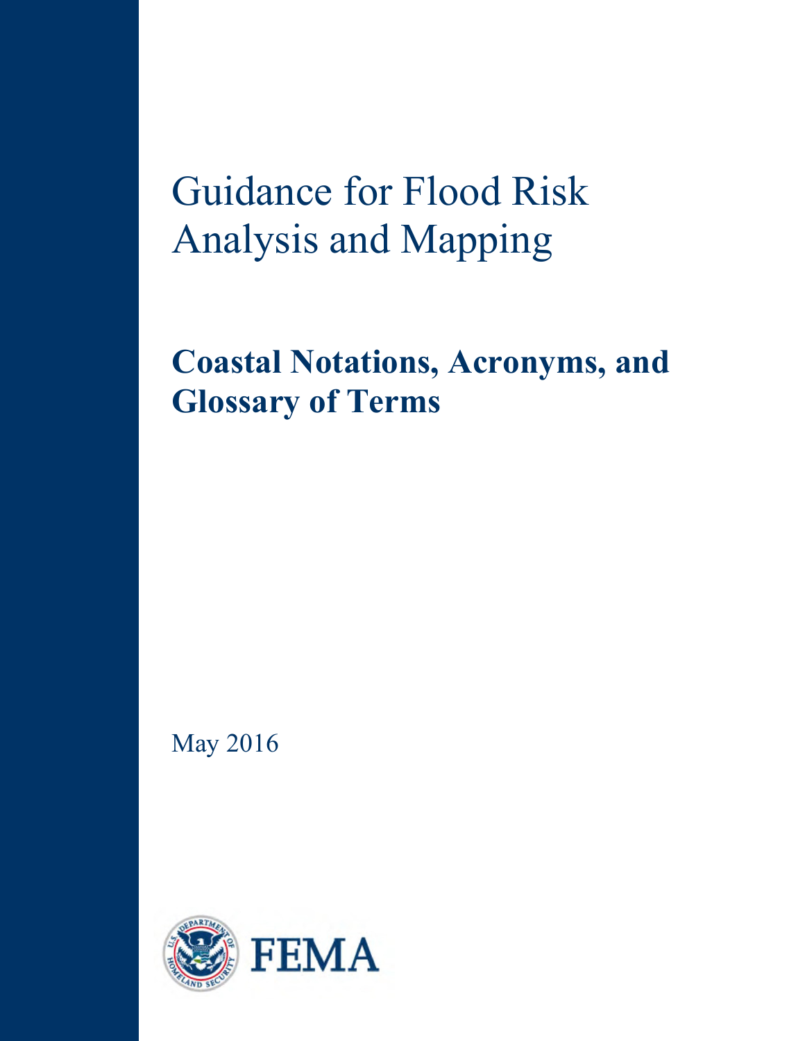# Guidance for Flood Risk Analysis and Mapping

## Coastal Notations, Acronyms, and Glossary of Terms

May 2016

FEMA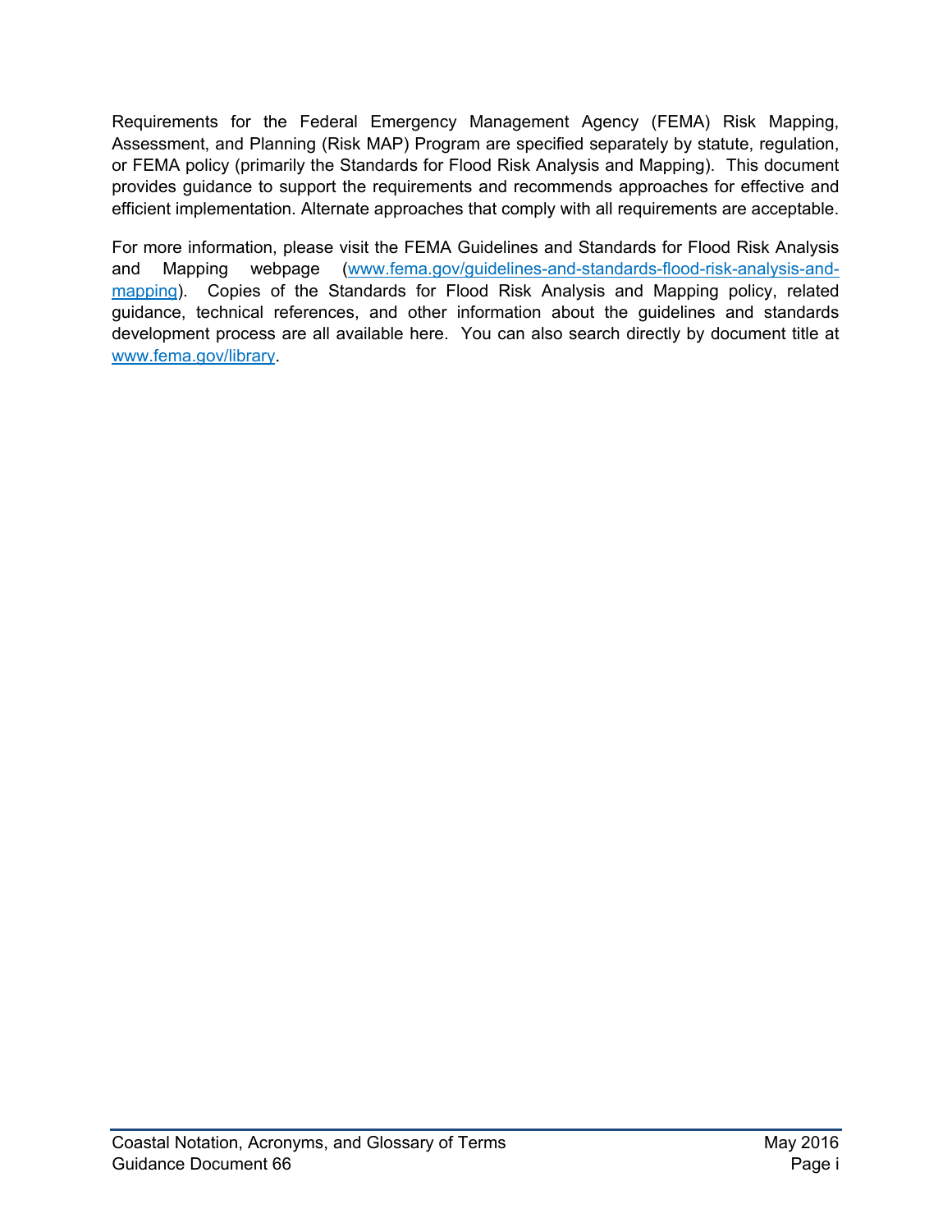Requirements for the Federal Emergency Management Agency (FEMA) Risk Mapping, Assessment, and Planning (Risk MAP) Program are specified separately by statute, regulation, or FEMA policy (primarily the Standards for Flood Risk Analysis and Mapping). This document provides guidance to support the requirements and recommends approaches for effective and efficient implementation. Alternate approaches that comply with all requirements are acceptable.

For more information, please visit the FEMA Guidelines and Standards for Flood Risk Analysis and Mapping webpage ([www.fema.gov/guidelines-and-standards-flood-risk-analysis-and-mapping](www.fema.gov/guidelines-and-standards-flood-risk-analysis-and-mapping)). Copies of the Standards for Flood Risk Analysis and Mapping policy, related guidance, technical references, and other information about the guidelines and standards development process are all available here. You can also search directly by document title at [www.fema.gov/library](www.fema.gov/library).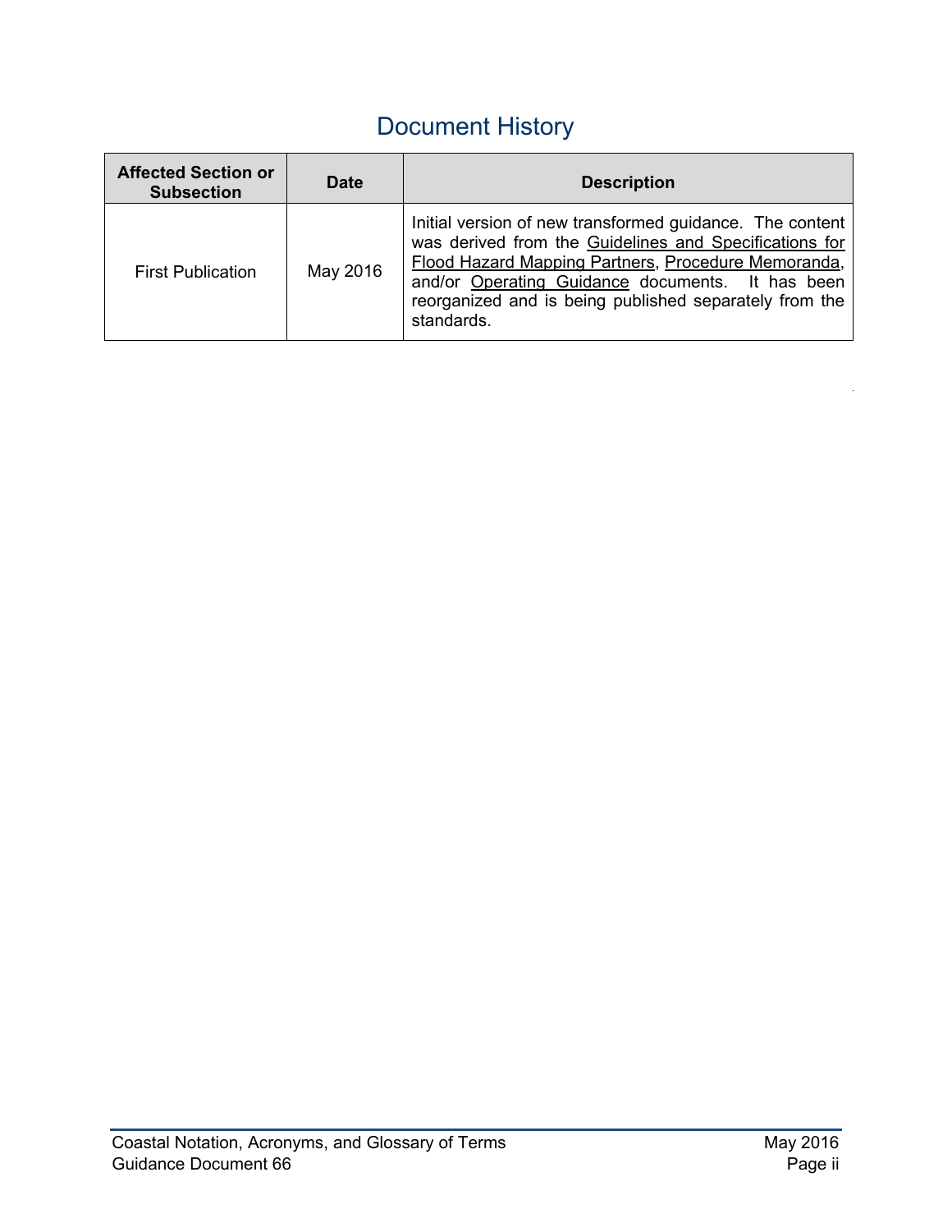# Document History

| Affected Section or Subsection | Date | Description |
| --- | --- | --- |
| First Publication | May 2016 | Initial version of new transformed guidance. The content was derived from the Guidelines and Specifications for Flood Hazard Mapping Partners, Procedure Memoranda, and/or Operating Guidance documents. It has been reorganized and is being published separately from the standards. |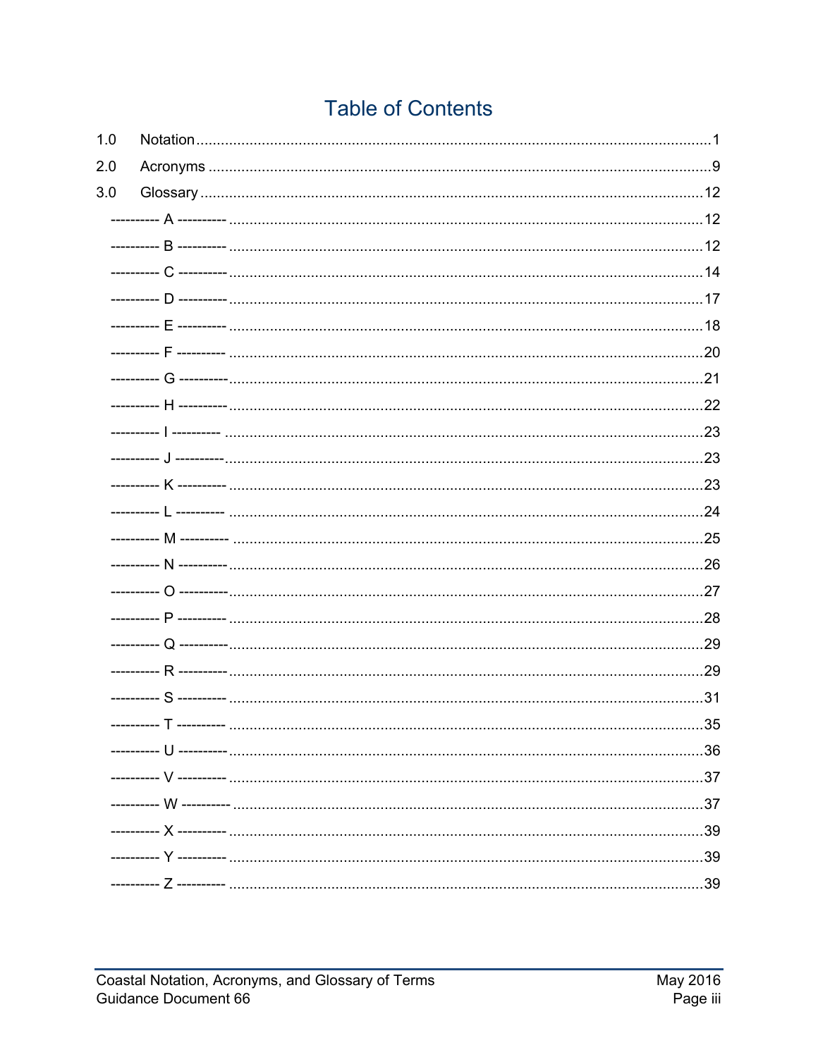# Table of Contents

1.0 Notation ........................................................................................................................ 1

2.0 Acronyms ..................................................................................................................... 9

3.0 Glossary ..................................................................................................................... 12

---------- A ---------- ........................................................................................................ 12

---------- B ---------- ........................................................................................................ 12

---------- C ---------- ........................................................................................................ 14

---------- D ---------- ........................................................................................................ 17

---------- E ---------- ........................................................................................................ 18

---------- F ---------- ........................................................................................................ 20

---------- G ---------- ........................................................................................................ 21

---------- H ---------- ........................................................................................................ 22

---------- I ---------- ......................................................................................................... 23

---------- J ---------- ......................................................................................................... 23

---------- K ---------- ........................................................................................................ 23

---------- L ---------- ........................................................................................................ 24

---------- M ---------- ....................................................................................................... 25

---------- N ---------- ........................................................................................................ 26

---------- O ---------- ........................................................................................................ 27

---------- P ---------- ........................................................................................................ 28

---------- Q ---------- ........................................................................................................ 29

---------- R ---------- ........................................................................................................ 29

---------- S ---------- ........................................................................................................ 31

---------- T ---------- ........................................................................................................ 35

---------- U ---------- ........................................................................................................ 36

---------- V ---------- ........................................................................................................ 37

---------- W ---------- ....................................................................................................... 37

---------- X ---------- ........................................................................................................ 39

---------- Y ---------- ........................................................................................................ 39

---------- Z ---------- ........................................................................................................ 39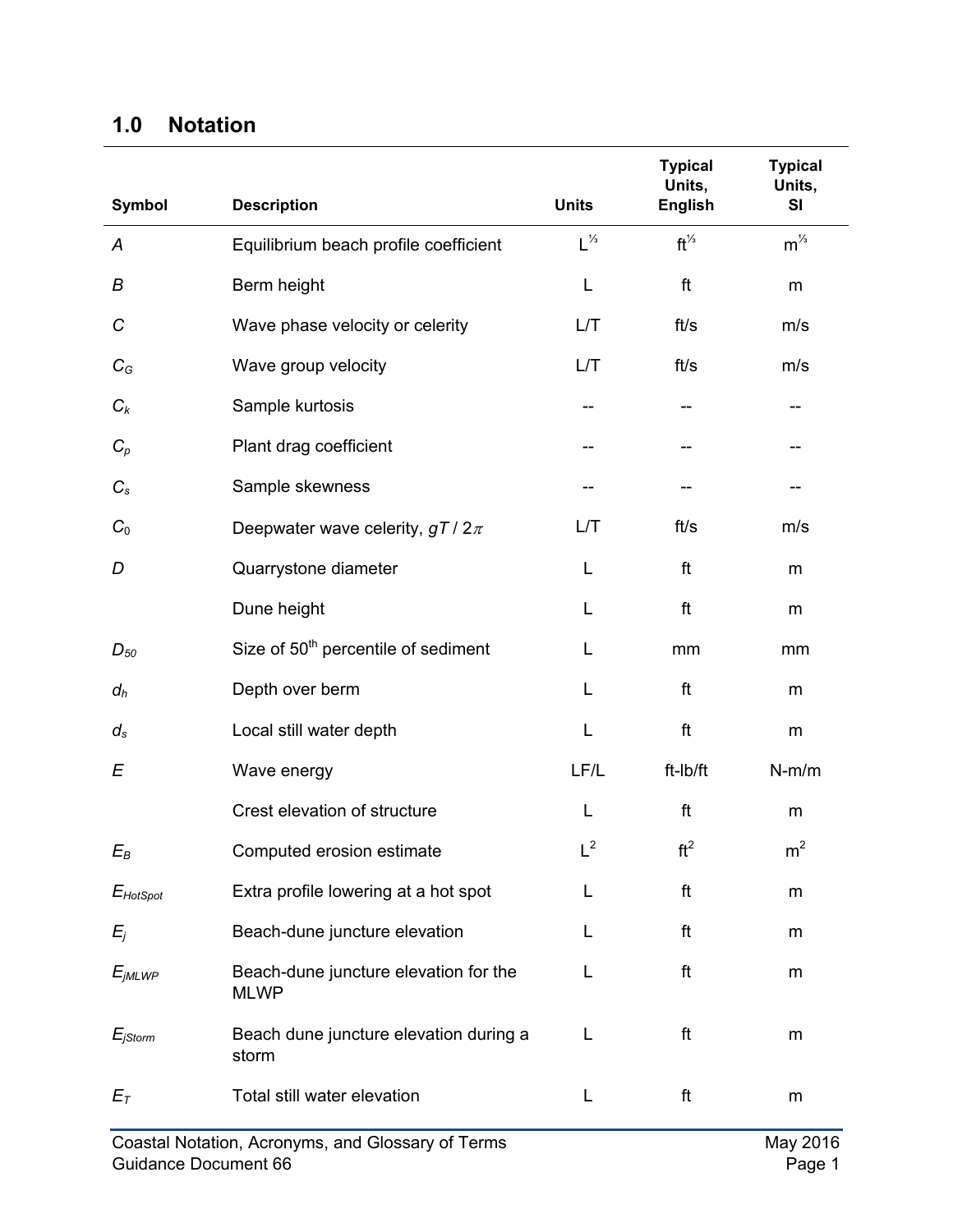## 1.0 Notation

| Symbol | Description | Units | Typical Units, English | Typical Units, SI |
|---|---|---|---|---|
| $A$ | Equilibrium beach profile coefficient | $L^{1/3}$ | $ft^{1/3}$ | $m^{1/3}$ |
| $B$ | Berm height | L | ft | m |
| $C$ | Wave phase velocity or celerity | L/T | ft/s | m/s |
| $C_G$ | Wave group velocity | L/T | ft/s | m/s |
| $C_k$ | Sample kurtosis | -- | -- | -- |
| $C_p$ | Plant drag coefficient | -- | -- | -- |
| $C_s$ | Sample skewness | -- | -- | -- |
| $C_0$ | Deepwater wave celerity, $gT / 2\pi$ | L/T | ft/s | m/s |
| $D$ | Quarrystone diameter | L | ft | m |
| | Dune height | L | ft | m |
| $D_{50}$ | Size of 50th percentile of sediment | L | mm | mm |
| $d_h$ | Depth over berm | L | ft | m |
| $d_s$ | Local still water depth | L | ft | m |
| $E$ | Wave energy | LF/L | ft-lb/ft | N-m/m |
| | Crest elevation of structure | L | ft | m |
| $E_B$ | Computed erosion estimate | $L^2$ | $ft^2$ | $m^2$ |
| $E_{HotSpot}$ | Extra profile lowering at a hot spot | L | ft | m |
| $E_j$ | Beach-dune juncture elevation | L | ft | m |
| $E_{jMLWP}$ | Beach-dune juncture elevation for the MLWP | L | ft | m |
| $E_{jStorm}$ | Beach dune juncture elevation during a storm | L | ft | m |
| $E_T$ | Total still water elevation | L | ft | m |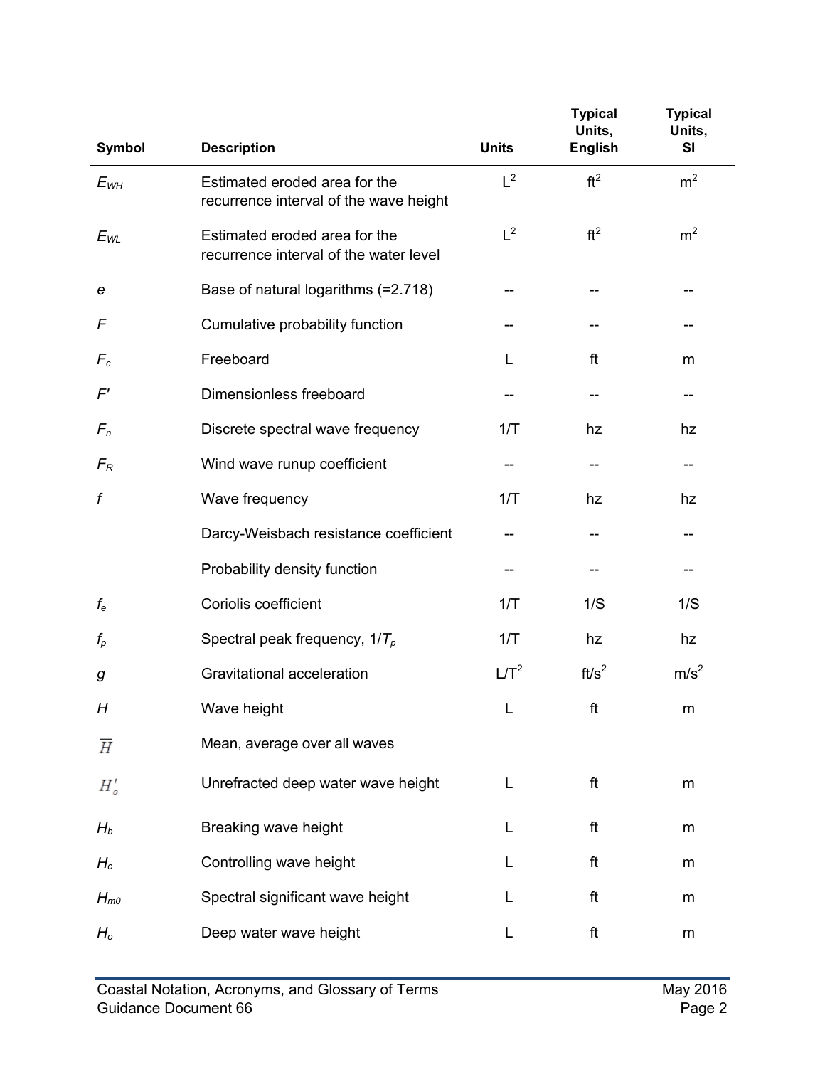| Symbol | Description | Units | Typical Units, English | Typical Units, SI |
|---|---|---|---|---|
| $E_{WH}$ | Estimated eroded area for the recurrence interval of the wave height | $L^2$ | $ft^2$ | $m^2$ |
| $E_{WL}$ | Estimated eroded area for the recurrence interval of the water level | $L^2$ | $ft^2$ | $m^2$ |
| $e$ | Base of natural logarithms (=2.718) | -- | -- | -- |
| $F$ | Cumulative probability function | -- | -- | -- |
| $F_c$ | Freeboard | L | ft | m |
| $F'$ | Dimensionless freeboard | -- | -- | -- |
| $F_n$ | Discrete spectral wave frequency | 1/T | hz | hz |
| $F_R$ | Wind wave runup coefficient | -- | -- | -- |
| $f$ | Wave frequency | 1/T | hz | hz |
| | Darcy-Weisbach resistance coefficient | -- | -- | -- |
| | Probability density function | -- | -- | -- |
| $f_e$ | Coriolis coefficient | 1/T | 1/S | 1/S |
| $f_p$ | Spectral peak frequency, $1/T_p$ | 1/T | hz | hz |
| $g$ | Gravitational acceleration | $L/T^2$ | $ft/s^2$ | $m/s^2$ |
| $H$ | Wave height | L | ft | m |
| $\overline{H}$ | Mean, average over all waves | | | |
| $H'_o$ | Unrefracted deep water wave height | L | ft | m |
| $H_b$ | Breaking wave height | L | ft | m |
| $H_c$ | Controlling wave height | L | ft | m |
| $H_{m0}$ | Spectral significant wave height | L | ft | m |
| $H_o$ | Deep water wave height | L | ft | m |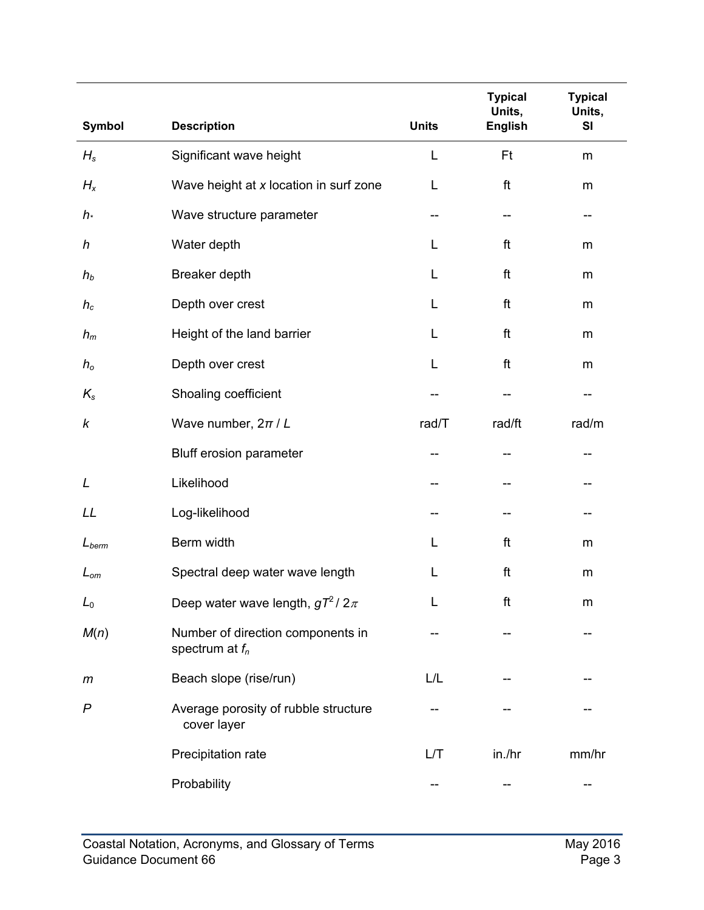| Symbol | Description | Units | Typical Units, English | Typical Units, SI |
| --- | --- | --- | --- | --- |
| $H_s$ | Significant wave height | L | Ft | m |
| $H_x$ | Wave height at *x* location in surf zone | L | ft | m |
| $h_*$ | Wave structure parameter | -- | -- | -- |
| $h$ | Water depth | L | ft | m |
| $h_b$ | Breaker depth | L | ft | m |
| $h_c$ | Depth over crest | L | ft | m |
| $h_m$ | Height of the land barrier | L | ft | m |
| $h_o$ | Depth over crest | L | ft | m |
| $K_s$ | Shoaling coefficient | -- | -- | -- |
| $k$ | Wave number, $2\pi / L$ | rad/T | rad/ft | rad/m |
| | Bluff erosion parameter | -- | -- | -- |
| $L$ | Likelihood | -- | -- | -- |
| $LL$ | Log-likelihood | -- | -- | -- |
| $L_{berm}$ | Berm width | L | ft | m |
| $L_{om}$ | Spectral deep water wave length | L | ft | m |
| $L_0$ | Deep water wave length, $gT^2 / 2\pi$ | L | ft | m |
| $M(n)$ | Number of direction components in spectrum at $f_n$ | -- | -- | -- |
| $m$ | Beach slope (rise/run) | L/L | -- | -- |
| $P$ | Average porosity of rubble structure cover layer | -- | -- | -- |
| | Precipitation rate | L/T | in./hr | mm/hr |
| | Probability | -- | -- | -- |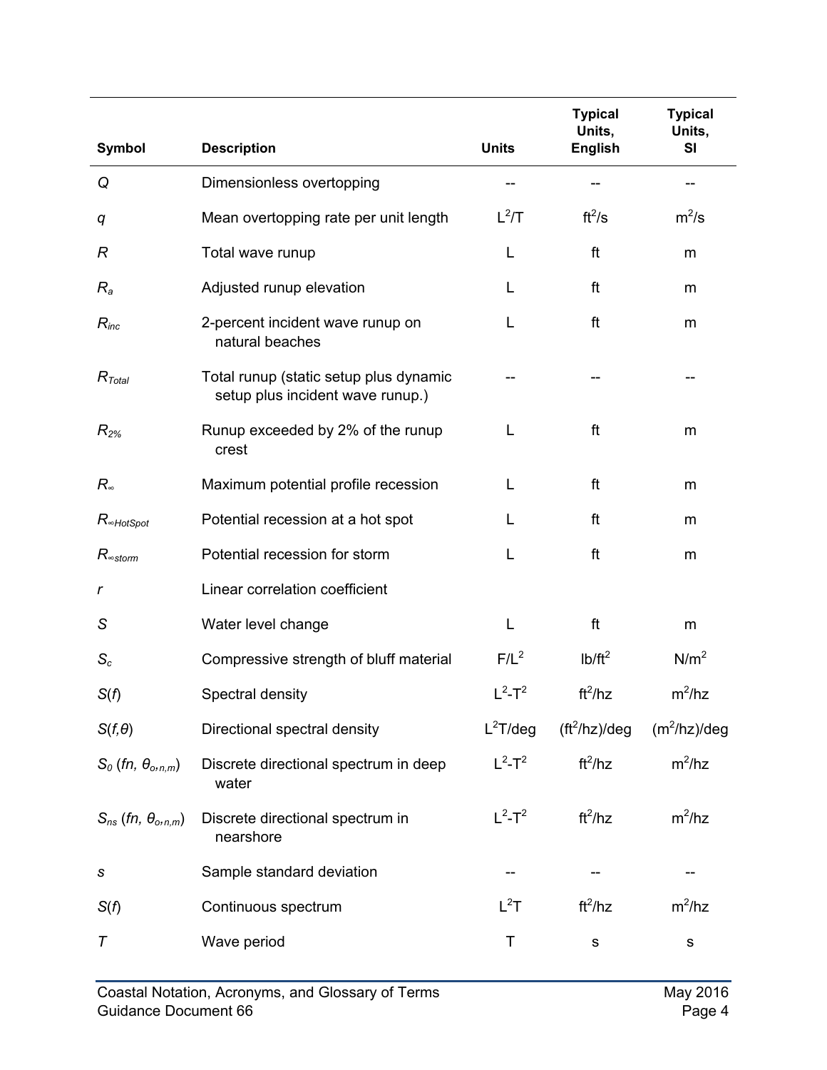| Symbol | Description | Units | Typical Units, English | Typical Units, SI |
|---|---|---|---|---|
| $Q$ | Dimensionless overtopping | -- | -- | -- |
| $q$ | Mean overtopping rate per unit length | $L^2/T$ | $ft^2/s$ | $m^2/s$ |
| $R$ | Total wave runup | L | ft | m |
| $R_a$ | Adjusted runup elevation | L | ft | m |
| $R_{inc}$ | 2-percent incident wave runup on natural beaches | L | ft | m |
| $R_{Total}$ | Total runup (static setup plus dynamic setup plus incident wave runup.) | -- | -- | -- |
| $R_{2\%}$ | Runup exceeded by 2% of the runup crest | L | ft | m |
| $R_{\infty}$ | Maximum potential profile recession | L | ft | m |
| $R_{\infty HotSpot}$ | Potential recession at a hot spot | L | ft | m |
| $R_{\infty storm}$ | Potential recession for storm | L | ft | m |
| $r$ | Linear correlation coefficient | | | |
| $S$ | Water level change | L | ft | m |
| $S_c$ | Compressive strength of bluff material | $F/L^2$ | $lb/ft^2$ | $N/m^2$ |
| $S(f)$ | Spectral density | $L^2$-$T^2$ | $ft^2/hz$ | $m^2/hz$ |
| $S(f,\theta)$ | Directional spectral density | $L^2T/deg$ | $(ft^2/hz)/deg$ | $(m^2/hz)/deg$ |
| $S_0\ (fn,\ \theta_{o,n,m})$ | Discrete directional spectrum in deep water | $L^2$-$T^2$ | $ft^2/hz$ | $m^2/hz$ |
| $S_{ns}\ (fn,\ \theta_{o,n,m})$ | Discrete directional spectrum in nearshore | $L^2$-$T^2$ | $ft^2/hz$ | $m^2/hz$ |
| $s$ | Sample standard deviation | -- | -- | -- |
| $S(f)$ | Continuous spectrum | $L^2T$ | $ft^2/hz$ | $m^2/hz$ |
| $T$ | Wave period | T | s | s |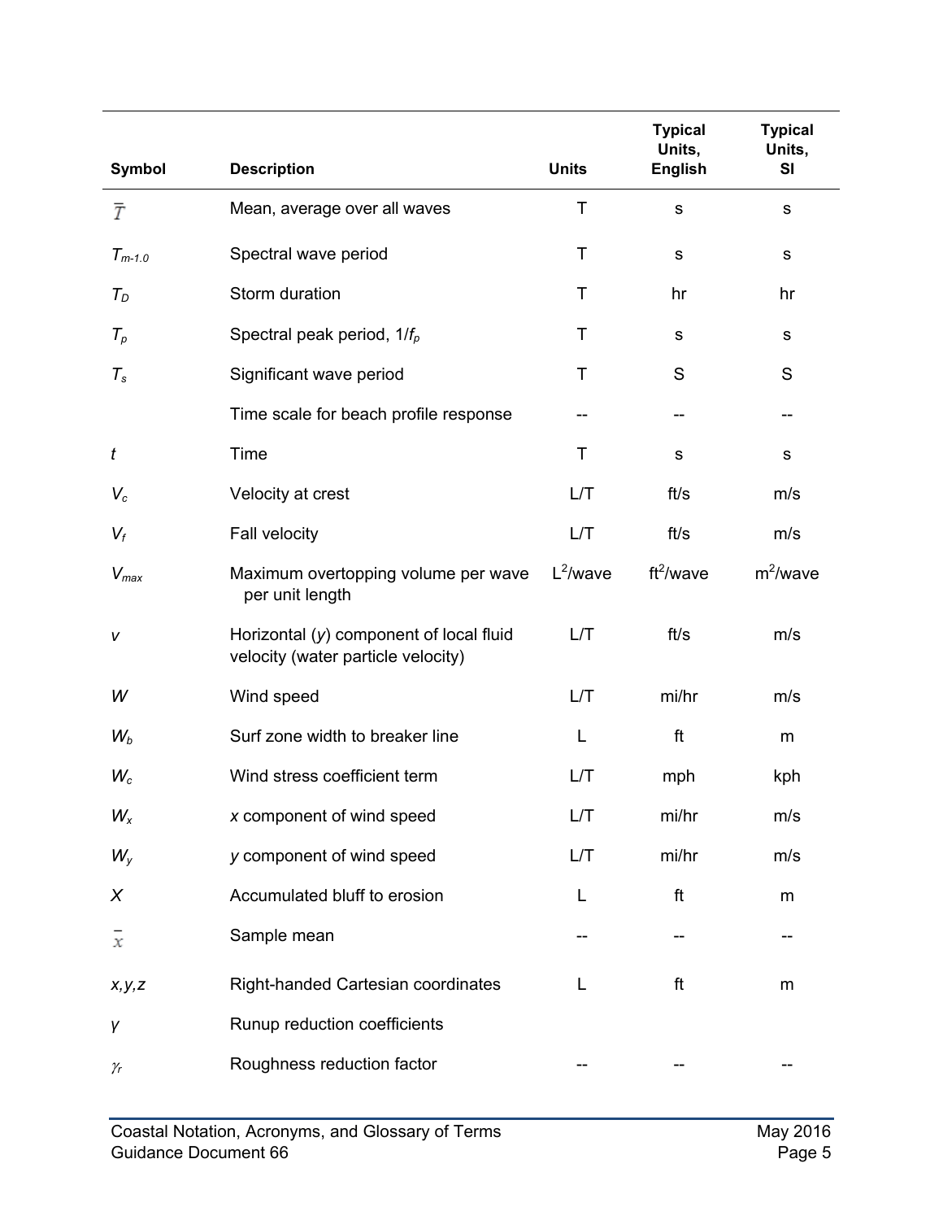| Symbol | Description | Units | Typical Units, English | Typical Units, SI |
|---|---|---|---|---|
| $\bar{T}$ | Mean, average over all waves | T | s | s |
| $T_{m-1.0}$ | Spectral wave period | T | s | s |
| $T_D$ | Storm duration | T | hr | hr |
| $T_p$ | Spectral peak period, $1/f_p$ | T | s | s |
| $T_s$ | Significant wave period | T | S | S |
| | Time scale for beach profile response | -- | -- | -- |
| $t$ | Time | T | s | s |
| $V_c$ | Velocity at crest | L/T | ft/s | m/s |
| $V_f$ | Fall velocity | L/T | ft/s | m/s |
| $V_{max}$ | Maximum overtopping volume per wave per unit length | $L^2$/wave | $ft^2$/wave | $m^2$/wave |
| $v$ | Horizontal ($y$) component of local fluid velocity (water particle velocity) | L/T | ft/s | m/s |
| $W$ | Wind speed | L/T | mi/hr | m/s |
| $W_b$ | Surf zone width to breaker line | L | ft | m |
| $W_c$ | Wind stress coefficient term | L/T | mph | kph |
| $W_x$ | $x$ component of wind speed | L/T | mi/hr | m/s |
| $W_y$ | $y$ component of wind speed | L/T | mi/hr | m/s |
| $X$ | Accumulated bluff to erosion | L | ft | m |
| $\bar{x}$ | Sample mean | -- | -- | -- |
| $x,y,z$ | Right-handed Cartesian coordinates | L | ft | m |
| $\gamma$ | Runup reduction coefficients | | | |
| $\gamma_r$ | Roughness reduction factor | -- | -- | -- |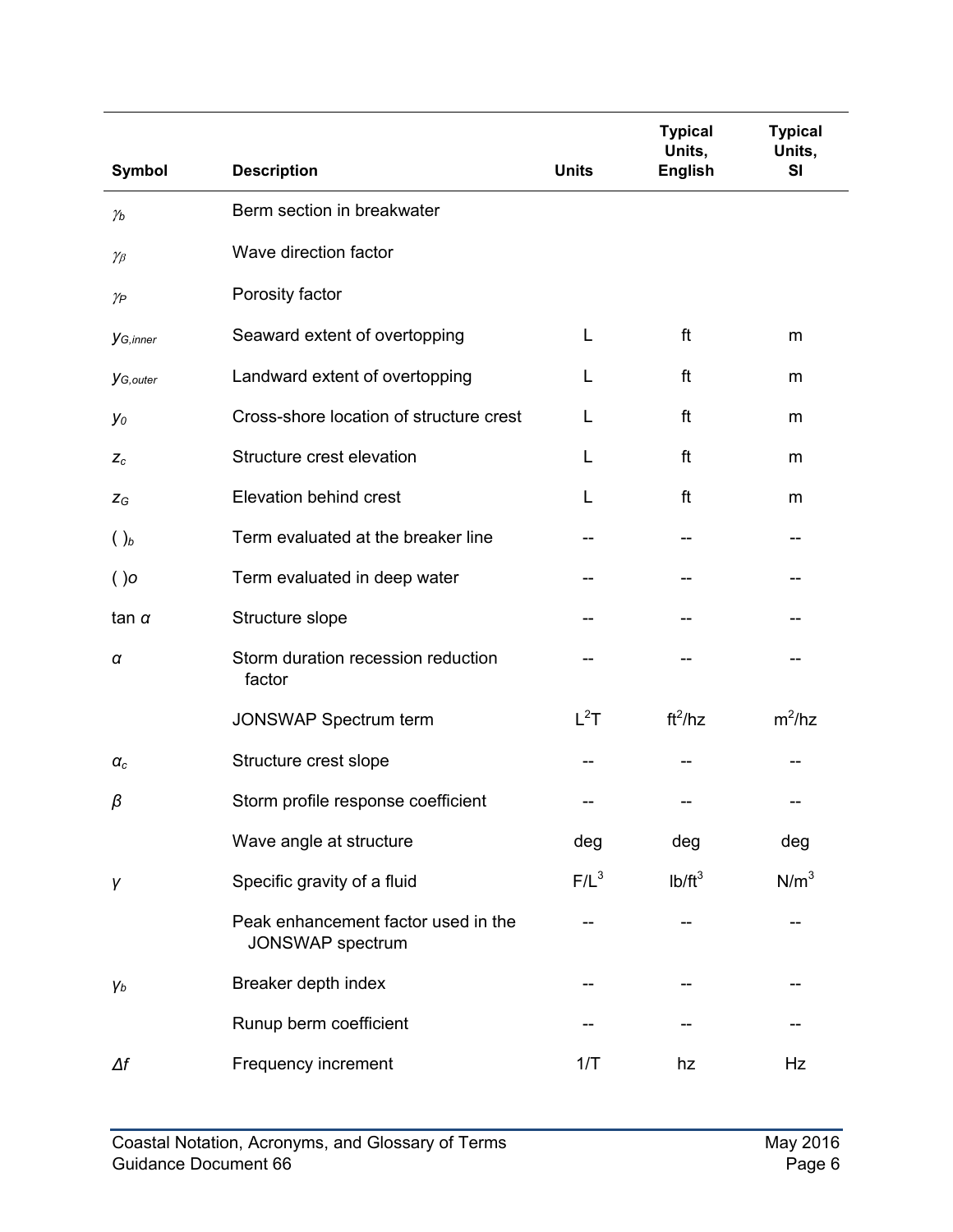| Symbol | Description | Units | Typical Units, English | Typical Units, SI |
|---|---|---|---|---|
| $\gamma_b$ | Berm section in breakwater | | | |
| $\gamma_\beta$ | Wave direction factor | | | |
| $\gamma_P$ | Porosity factor | | | |
| $y_{G,inner}$ | Seaward extent of overtopping | L | ft | m |
| $y_{G,outer}$ | Landward extent of overtopping | L | ft | m |
| $y_0$ | Cross-shore location of structure crest | L | ft | m |
| $z_c$ | Structure crest elevation | L | ft | m |
| $z_G$ | Elevation behind crest | L | ft | m |
| $(\ )_b$ | Term evaluated at the breaker line | -- | -- | -- |
| $(\ )o$ | Term evaluated in deep water | -- | -- | -- |
| $\tan \alpha$ | Structure slope | -- | -- | -- |
| $\alpha$ | Storm duration recession reduction factor | -- | -- | -- |
| | JONSWAP Spectrum term | $L^2T$ | $ft^2/hz$ | $m^2/hz$ |
| $\alpha_c$ | Structure crest slope | -- | -- | -- |
| $\beta$ | Storm profile response coefficient | -- | -- | -- |
| | Wave angle at structure | deg | deg | deg |
| $\gamma$ | Specific gravity of a fluid | $F/L^3$ | $lb/ft^3$ | $N/m^3$ |
| | Peak enhancement factor used in the JONSWAP spectrum | -- | -- | -- |
| $\gamma_b$ | Breaker depth index | -- | -- | -- |
| | Runup berm coefficient | -- | -- | -- |
| $\Delta f$ | Frequency increment | 1/T | hz | Hz |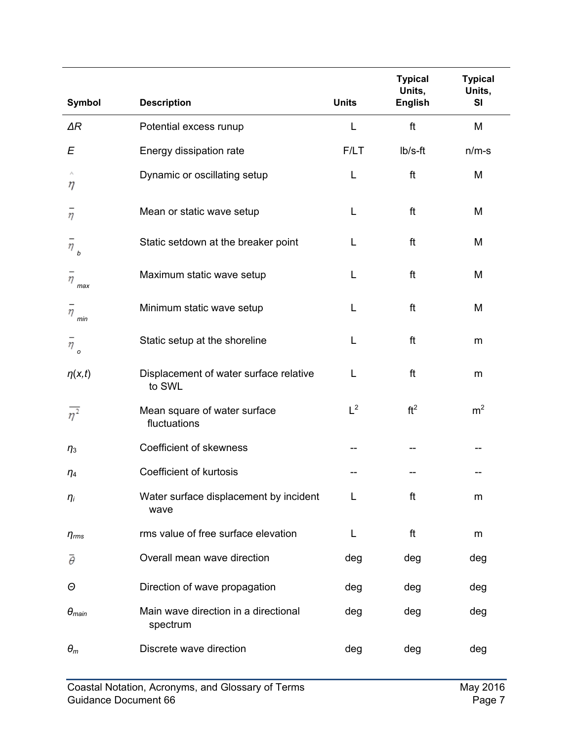| Symbol | Description | Units | Typical Units, English | Typical Units, SI |
|---|---|---|---|---|
| $\Delta R$ | Potential excess runup | L | ft | M |
| $E$ | Energy dissipation rate | F/LT | lb/s-ft | n/m-s |
| $\hat{\eta}$ | Dynamic or oscillating setup | L | ft | M |
| $\bar{\eta}$ | Mean or static wave setup | L | ft | M |
| $\bar{\eta}_b$ | Static setdown at the breaker point | L | ft | M |
| $\bar{\eta}_{max}$ | Maximum static wave setup | L | ft | M |
| $\bar{\eta}_{min}$ | Minimum static wave setup | L | ft | M |
| $\bar{\eta}_o$ | Static setup at the shoreline | L | ft | m |
| $\eta(x,t)$ | Displacement of water surface relative to SWL | L | ft | m |
| $\overline{\eta^2}$ | Mean square of water surface fluctuations | $L^2$ | $ft^2$ | $m^2$ |
| $\eta_3$ | Coefficient of skewness | -- | -- | -- |
| $\eta_4$ | Coefficient of kurtosis | -- | -- | -- |
| $\eta_i$ | Water surface displacement by incident wave | L | ft | m |
| $\eta_{rms}$ | rms value of free surface elevation | L | ft | m |
| $\bar{\theta}$ | Overall mean wave direction | deg | deg | deg |
| $\Theta$ | Direction of wave propagation | deg | deg | deg |
| $\theta_{main}$ | Main wave direction in a directional spectrum | deg | deg | deg |
| $\theta_m$ | Discrete wave direction | deg | deg | deg |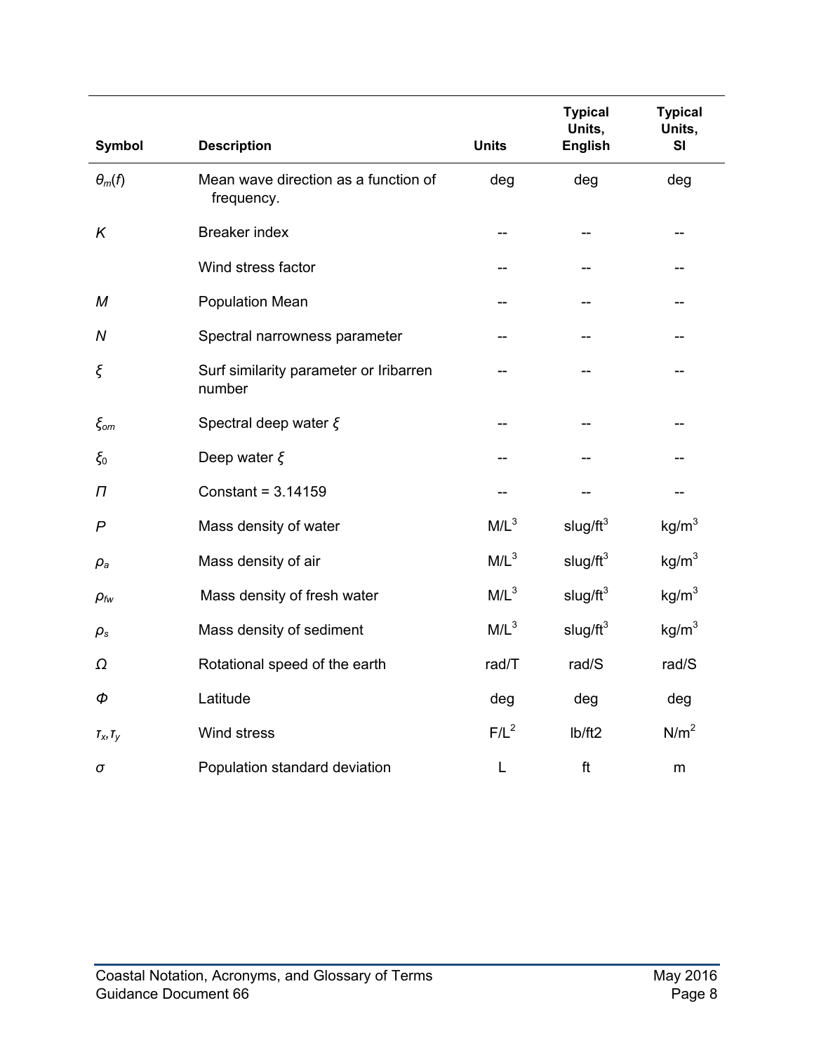| Symbol | Description | Units | Typical Units, English | Typical Units, SI |
|---|---|---|---|---|
| $\theta_m(f)$ | Mean wave direction as a function of frequency. | deg | deg | deg |
| $K$ | Breaker index | -- | -- | -- |
| | Wind stress factor | -- | -- | -- |
| $M$ | Population Mean | -- | -- | -- |
| $N$ | Spectral narrowness parameter | -- | -- | -- |
| $\xi$ | Surf similarity parameter or Iribarren number | -- | -- | -- |
| $\xi_{om}$ | Spectral deep water $\xi$ | -- | -- | -- |
| $\xi_0$ | Deep water $\xi$ | -- | -- | -- |
| $\Pi$ | Constant = 3.14159 | -- | -- | -- |
| $P$ | Mass density of water | $M/L^3$ | $slug/ft^3$ | $kg/m^3$ |
| $\rho_a$ | Mass density of air | $M/L^3$ | $slug/ft^3$ | $kg/m^3$ |
| $\rho_{fw}$ | Mass density of fresh water | $M/L^3$ | $slug/ft^3$ | $kg/m^3$ |
| $\rho_s$ | Mass density of sediment | $M/L^3$ | $slug/ft^3$ | $kg/m^3$ |
| $\Omega$ | Rotational speed of the earth | rad/T | rad/S | rad/S |
| $\Phi$ | Latitude | deg | deg | deg |
| $\tau_x, \tau_y$ | Wind stress | $F/L^2$ | lb/ft2 | $N/m^2$ |
| $\sigma$ | Population standard deviation | L | ft | m |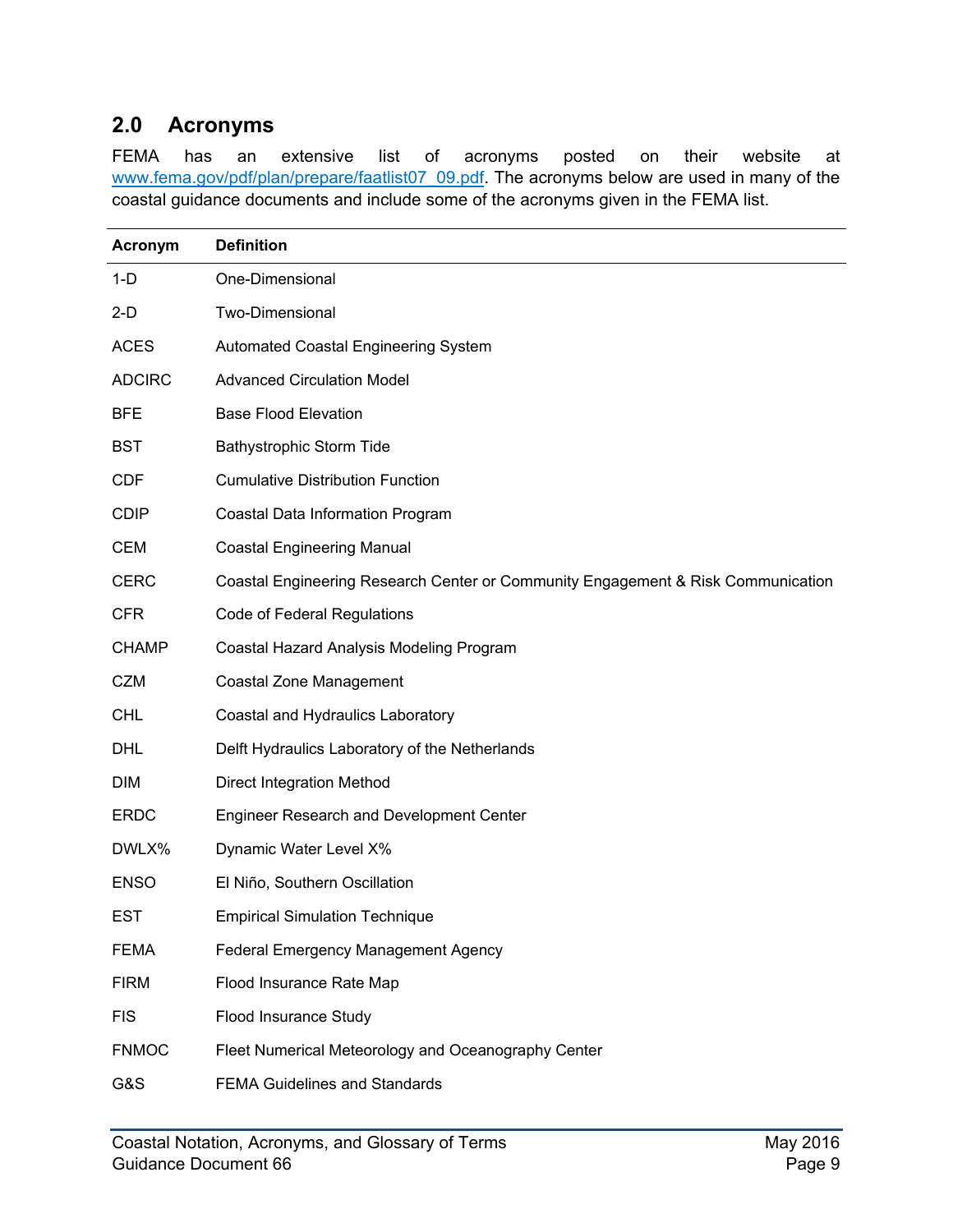## 2.0 Acronyms

FEMA has an extensive list of acronyms posted on their website at www.fema.gov/pdf/plan/prepare/faatlist07_09.pdf. The acronyms below are used in many of the coastal guidance documents and include some of the acronyms given in the FEMA list.

| Acronym | Definition |
|---|---|
| 1-D | One-Dimensional |
| 2-D | Two-Dimensional |
| ACES | Automated Coastal Engineering System |
| ADCIRC | Advanced Circulation Model |
| BFE | Base Flood Elevation |
| BST | Bathystrophic Storm Tide |
| CDF | Cumulative Distribution Function |
| CDIP | Coastal Data Information Program |
| CEM | Coastal Engineering Manual |
| CERC | Coastal Engineering Research Center or Community Engagement & Risk Communication |
| CFR | Code of Federal Regulations |
| CHAMP | Coastal Hazard Analysis Modeling Program |
| CZM | Coastal Zone Management |
| CHL | Coastal and Hydraulics Laboratory |
| DHL | Delft Hydraulics Laboratory of the Netherlands |
| DIM | Direct Integration Method |
| ERDC | Engineer Research and Development Center |
| DWLX% | Dynamic Water Level X% |
| ENSO | El Niño, Southern Oscillation |
| EST | Empirical Simulation Technique |
| FEMA | Federal Emergency Management Agency |
| FIRM | Flood Insurance Rate Map |
| FIS | Flood Insurance Study |
| FNMOC | Fleet Numerical Meteorology and Oceanography Center |
| G&S | FEMA Guidelines and Standards |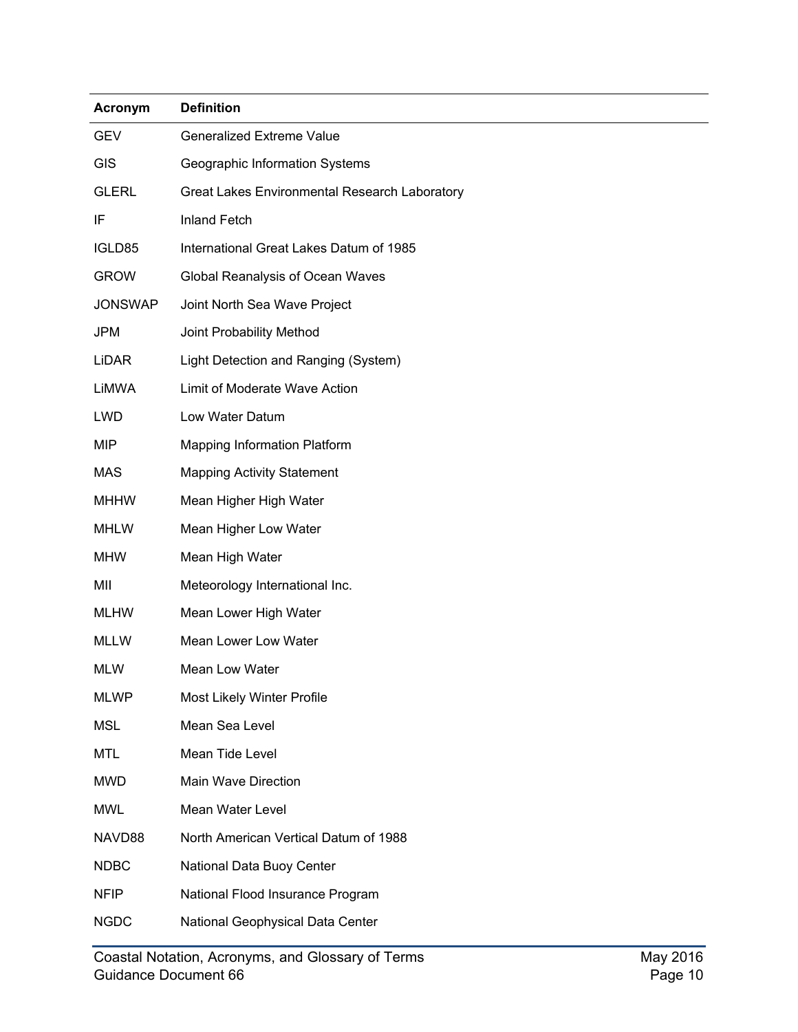| Acronym | Definition |
| --- | --- |
| GEV | Generalized Extreme Value |
| GIS | Geographic Information Systems |
| GLERL | Great Lakes Environmental Research Laboratory |
| IF | Inland Fetch |
| IGLD85 | International Great Lakes Datum of 1985 |
| GROW | Global Reanalysis of Ocean Waves |
| JONSWAP | Joint North Sea Wave Project |
| JPM | Joint Probability Method |
| LiDAR | Light Detection and Ranging (System) |
| LiMWA | Limit of Moderate Wave Action |
| LWD | Low Water Datum |
| MIP | Mapping Information Platform |
| MAS | Mapping Activity Statement |
| MHHW | Mean Higher High Water |
| MHLW | Mean Higher Low Water |
| MHW | Mean High Water |
| MII | Meteorology International Inc. |
| MLHW | Mean Lower High Water |
| MLLW | Mean Lower Low Water |
| MLW | Mean Low Water |
| MLWP | Most Likely Winter Profile |
| MSL | Mean Sea Level |
| MTL | Mean Tide Level |
| MWD | Main Wave Direction |
| MWL | Mean Water Level |
| NAVD88 | North American Vertical Datum of 1988 |
| NDBC | National Data Buoy Center |
| NFIP | National Flood Insurance Program |
| NGDC | National Geophysical Data Center |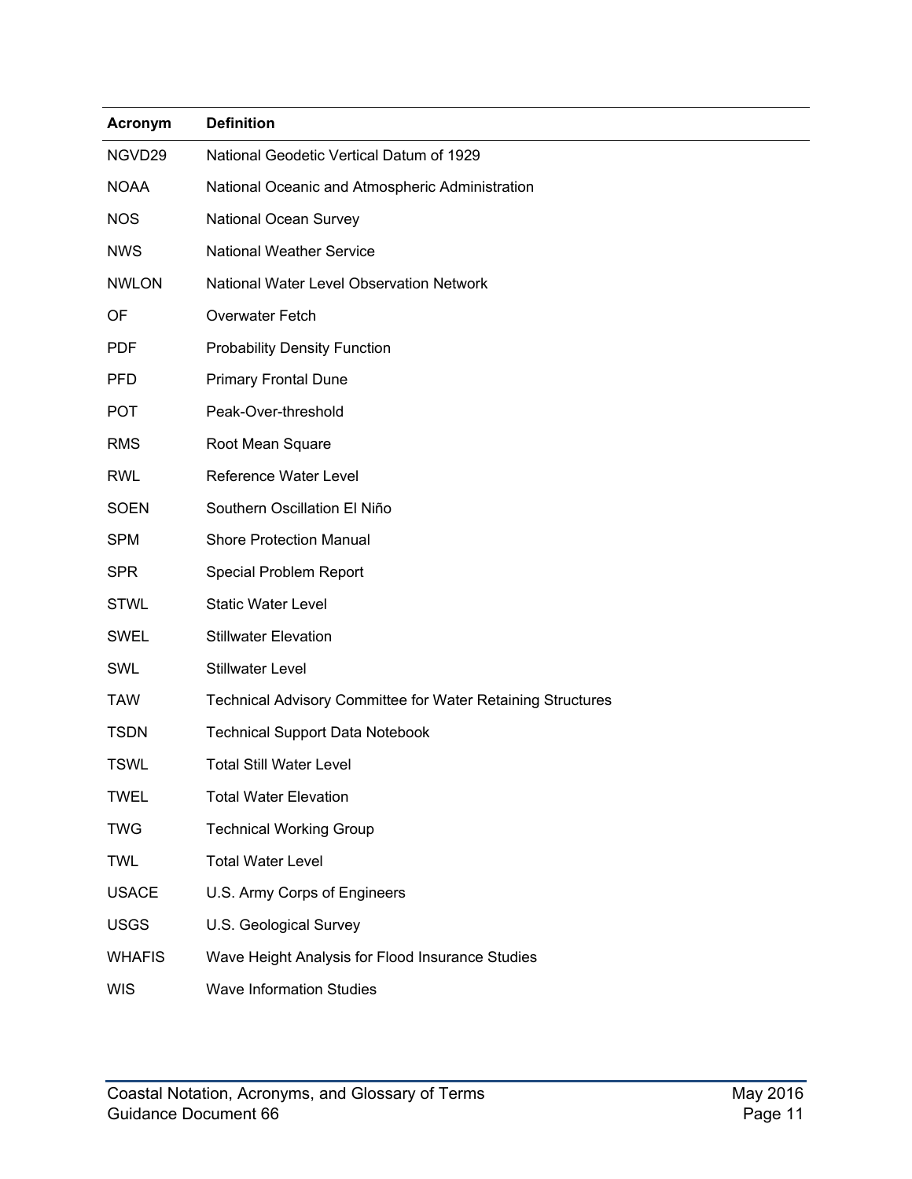| Acronym | Definition |
| --- | --- |
| NGVD29 | National Geodetic Vertical Datum of 1929 |
| NOAA | National Oceanic and Atmospheric Administration |
| NOS | National Ocean Survey |
| NWS | National Weather Service |
| NWLON | National Water Level Observation Network |
| OF | Overwater Fetch |
| PDF | Probability Density Function |
| PFD | Primary Frontal Dune |
| POT | Peak-Over-threshold |
| RMS | Root Mean Square |
| RWL | Reference Water Level |
| SOEN | Southern Oscillation El Niño |
| SPM | Shore Protection Manual |
| SPR | Special Problem Report |
| STWL | Static Water Level |
| SWEL | Stillwater Elevation |
| SWL | Stillwater Level |
| TAW | Technical Advisory Committee for Water Retaining Structures |
| TSDN | Technical Support Data Notebook |
| TSWL | Total Still Water Level |
| TWEL | Total Water Elevation |
| TWG | Technical Working Group |
| TWL | Total Water Level |
| USACE | U.S. Army Corps of Engineers |
| USGS | U.S. Geological Survey |
| WHAFIS | Wave Height Analysis for Flood Insurance Studies |
| WIS | Wave Information Studies |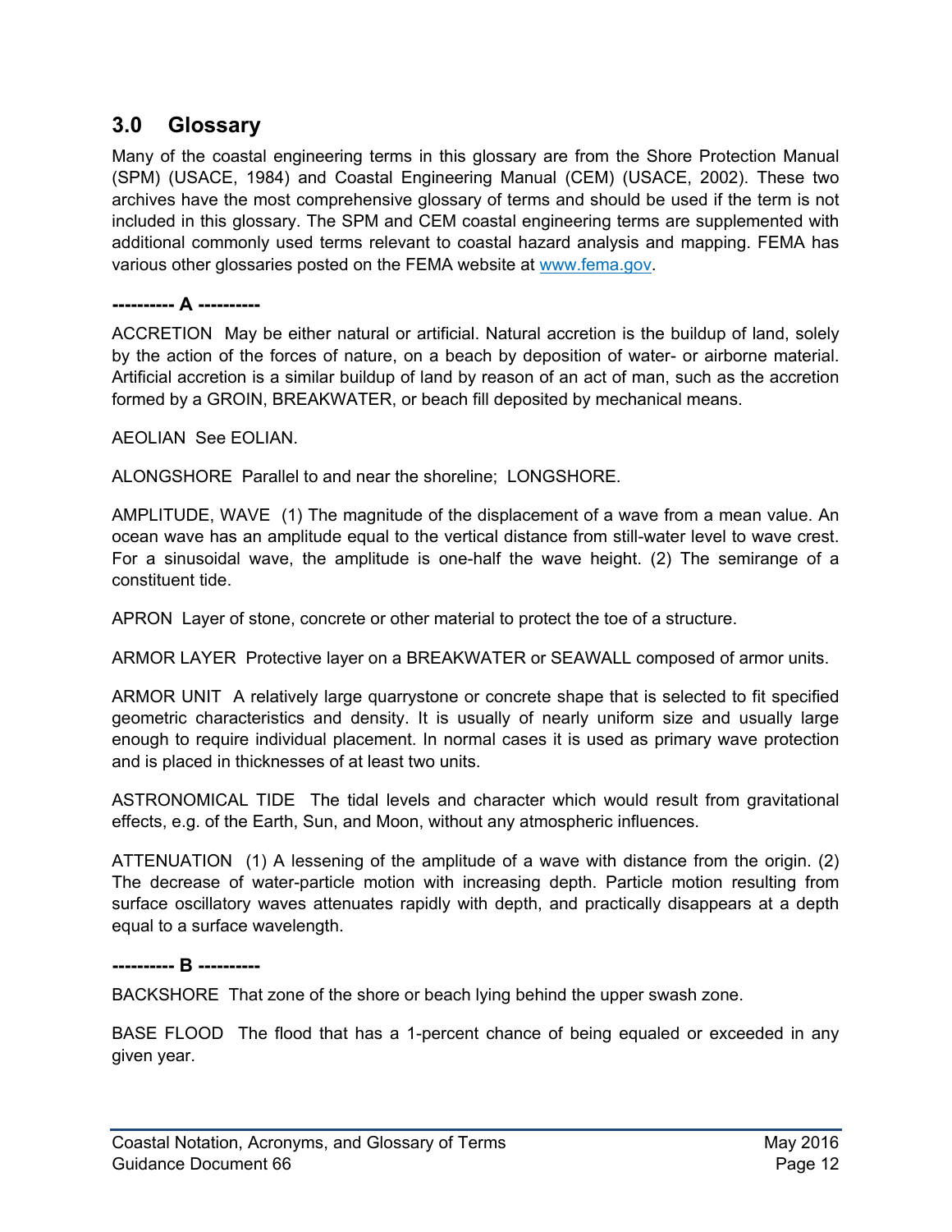## 3.0 Glossary

Many of the coastal engineering terms in this glossary are from the Shore Protection Manual (SPM) (USACE, 1984) and Coastal Engineering Manual (CEM) (USACE, 2002). These two archives have the most comprehensive glossary of terms and should be used if the term is not included in this glossary. The SPM and CEM coastal engineering terms are supplemented with additional commonly used terms relevant to coastal hazard analysis and mapping. FEMA has various other glossaries posted on the FEMA website at [www.fema.gov](www.fema.gov).

**---------- A ----------**

ACCRETION May be either natural or artificial. Natural accretion is the buildup of land, solely by the action of the forces of nature, on a beach by deposition of water- or airborne material. Artificial accretion is a similar buildup of land by reason of an act of man, such as the accretion formed by a GROIN, BREAKWATER, or beach fill deposited by mechanical means.

AEOLIAN See EOLIAN.

ALONGSHORE Parallel to and near the shoreline; LONGSHORE.

AMPLITUDE, WAVE (1) The magnitude of the displacement of a wave from a mean value. An ocean wave has an amplitude equal to the vertical distance from still-water level to wave crest. For a sinusoidal wave, the amplitude is one-half the wave height. (2) The semirange of a constituent tide.

APRON Layer of stone, concrete or other material to protect the toe of a structure.

ARMOR LAYER Protective layer on a BREAKWATER or SEAWALL composed of armor units.

ARMOR UNIT A relatively large quarrystone or concrete shape that is selected to fit specified geometric characteristics and density. It is usually of nearly uniform size and usually large enough to require individual placement. In normal cases it is used as primary wave protection and is placed in thicknesses of at least two units.

ASTRONOMICAL TIDE The tidal levels and character which would result from gravitational effects, e.g. of the Earth, Sun, and Moon, without any atmospheric influences.

ATTENUATION (1) A lessening of the amplitude of a wave with distance from the origin. (2) The decrease of water-particle motion with increasing depth. Particle motion resulting from surface oscillatory waves attenuates rapidly with depth, and practically disappears at a depth equal to a surface wavelength.

**---------- B ----------**

BACKSHORE That zone of the shore or beach lying behind the upper swash zone.

BASE FLOOD The flood that has a 1-percent chance of being equaled or exceeded in any given year.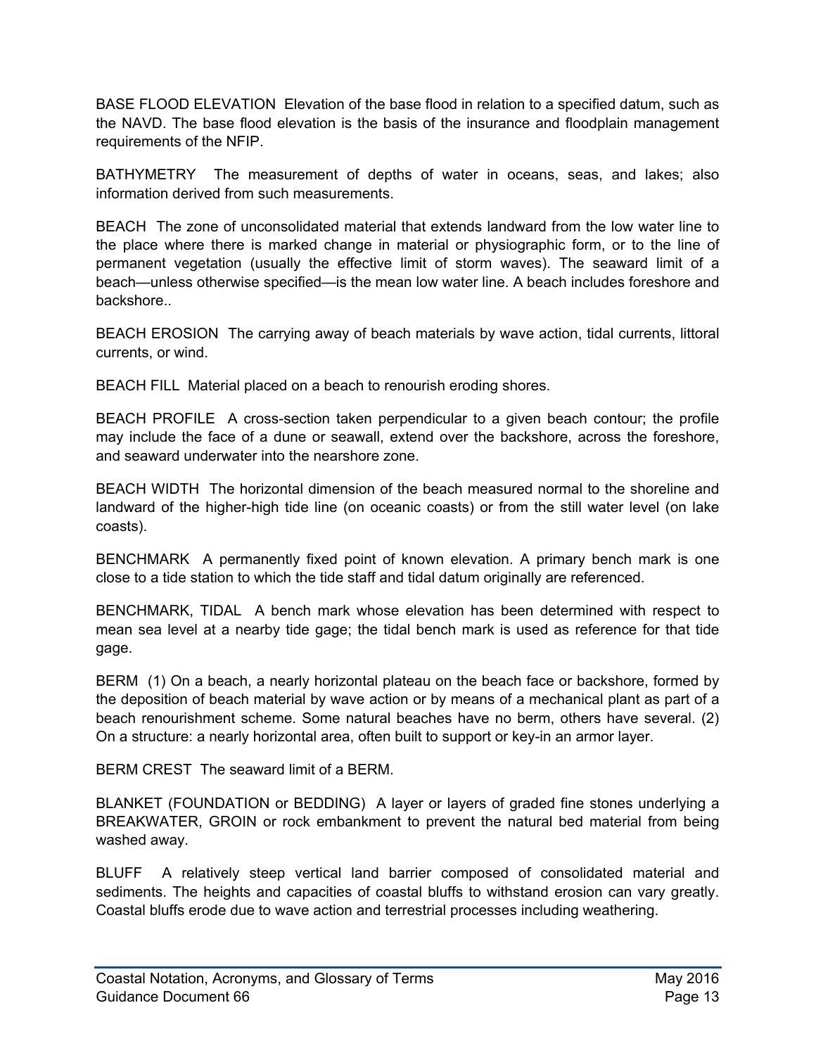BASE FLOOD ELEVATION  Elevation of the base flood in relation to a specified datum, such as the NAVD. The base flood elevation is the basis of the insurance and floodplain management requirements of the NFIP.

BATHYMETRY  The measurement of depths of water in oceans, seas, and lakes; also information derived from such measurements.

BEACH  The zone of unconsolidated material that extends landward from the low water line to the place where there is marked change in material or physiographic form, or to the line of permanent vegetation (usually the effective limit of storm waves). The seaward limit of a beach—unless otherwise specified—is the mean low water line. A beach includes foreshore and backshore..

BEACH EROSION  The carrying away of beach materials by wave action, tidal currents, littoral currents, or wind.

BEACH FILL  Material placed on a beach to renourish eroding shores.

BEACH PROFILE  A cross-section taken perpendicular to a given beach contour; the profile may include the face of a dune or seawall, extend over the backshore, across the foreshore, and seaward underwater into the nearshore zone.

BEACH WIDTH  The horizontal dimension of the beach measured normal to the shoreline and landward of the higher-high tide line (on oceanic coasts) or from the still water level (on lake coasts).

BENCHMARK  A permanently fixed point of known elevation. A primary bench mark is one close to a tide station to which the tide staff and tidal datum originally are referenced.

BENCHMARK, TIDAL  A bench mark whose elevation has been determined with respect to mean sea level at a nearby tide gage; the tidal bench mark is used as reference for that tide gage.

BERM  (1) On a beach, a nearly horizontal plateau on the beach face or backshore, formed by the deposition of beach material by wave action or by means of a mechanical plant as part of a beach renourishment scheme. Some natural beaches have no berm, others have several. (2) On a structure: a nearly horizontal area, often built to support or key-in an armor layer.

BERM CREST  The seaward limit of a BERM.

BLANKET (FOUNDATION or BEDDING)  A layer or layers of graded fine stones underlying a BREAKWATER, GROIN or rock embankment to prevent the natural bed material from being washed away.

BLUFF  A relatively steep vertical land barrier composed of consolidated material and sediments. The heights and capacities of coastal bluffs to withstand erosion can vary greatly. Coastal bluffs erode due to wave action and terrestrial processes including weathering.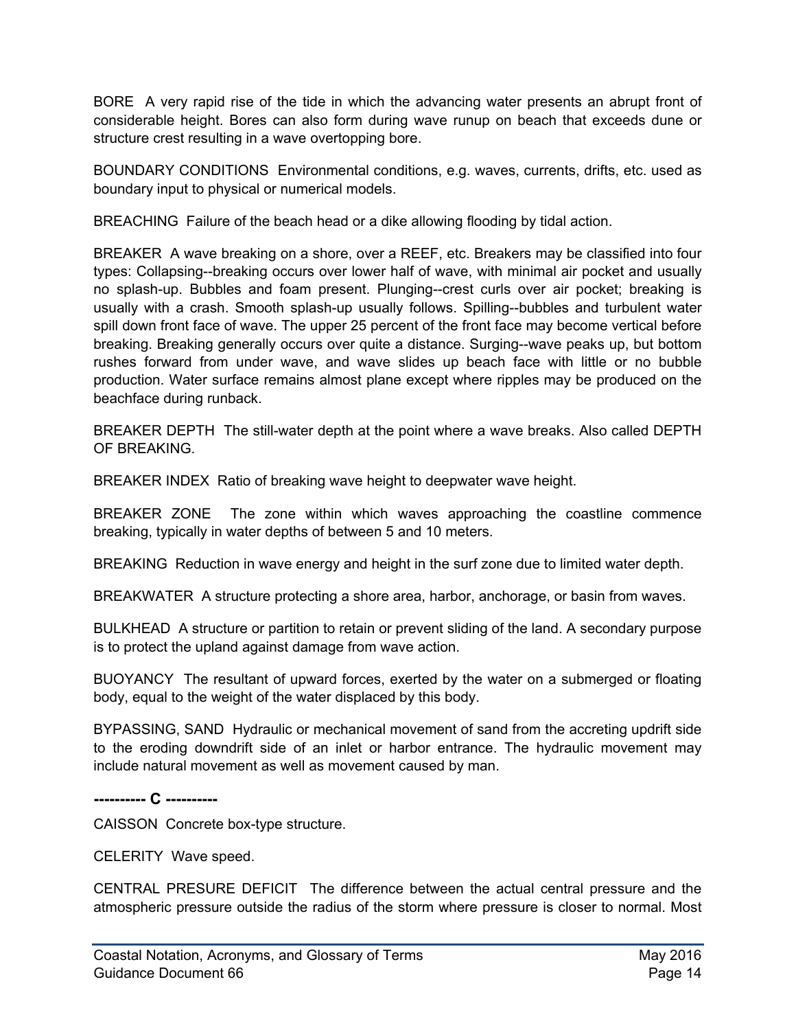BORE  A very rapid rise of the tide in which the advancing water presents an abrupt front of considerable height. Bores can also form during wave runup on beach that exceeds dune or structure crest resulting in a wave overtopping bore.

BOUNDARY CONDITIONS  Environmental conditions, e.g. waves, currents, drifts, etc. used as boundary input to physical or numerical models.

BREACHING  Failure of the beach head or a dike allowing flooding by tidal action.

BREAKER  A wave breaking on a shore, over a REEF, etc. Breakers may be classified into four types: Collapsing--breaking occurs over lower half of wave, with minimal air pocket and usually no splash-up. Bubbles and foam present. Plunging--crest curls over air pocket; breaking is usually with a crash. Smooth splash-up usually follows. Spilling--bubbles and turbulent water spill down front face of wave. The upper 25 percent of the front face may become vertical before breaking. Breaking generally occurs over quite a distance. Surging--wave peaks up, but bottom rushes forward from under wave, and wave slides up beach face with little or no bubble production. Water surface remains almost plane except where ripples may be produced on the beachface during runback.

BREAKER DEPTH  The still-water depth at the point where a wave breaks. Also called DEPTH OF BREAKING.

BREAKER INDEX  Ratio of breaking wave height to deepwater wave height.

BREAKER ZONE  The zone within which waves approaching the coastline commence breaking, typically in water depths of between 5 and 10 meters.

BREAKING  Reduction in wave energy and height in the surf zone due to limited water depth.

BREAKWATER  A structure protecting a shore area, harbor, anchorage, or basin from waves.

BULKHEAD  A structure or partition to retain or prevent sliding of the land. A secondary purpose is to protect the upland against damage from wave action.

BUOYANCY  The resultant of upward forces, exerted by the water on a submerged or floating body, equal to the weight of the water displaced by this body.

BYPASSING, SAND  Hydraulic or mechanical movement of sand from the accreting updrift side to the eroding downdrift side of an inlet or harbor entrance. The hydraulic movement may include natural movement as well as movement caused by man.

**---------- C ----------**

CAISSON  Concrete box-type structure.

CELERITY  Wave speed.

CENTRAL PRESURE DEFICIT  The difference between the actual central pressure and the atmospheric pressure outside the radius of the storm where pressure is closer to normal. Most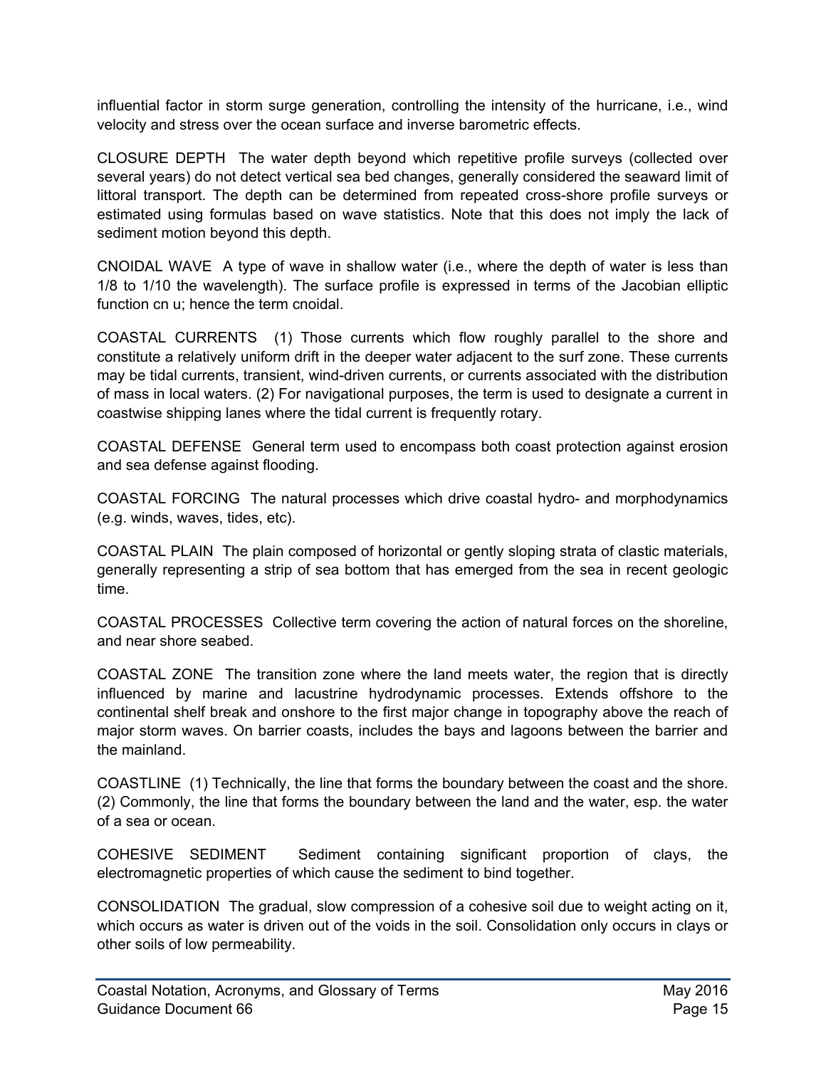influential factor in storm surge generation, controlling the intensity of the hurricane, i.e., wind velocity and stress over the ocean surface and inverse barometric effects.

CLOSURE DEPTH The water depth beyond which repetitive profile surveys (collected over several years) do not detect vertical sea bed changes, generally considered the seaward limit of littoral transport. The depth can be determined from repeated cross-shore profile surveys or estimated using formulas based on wave statistics. Note that this does not imply the lack of sediment motion beyond this depth.

CNOIDAL WAVE A type of wave in shallow water (i.e., where the depth of water is less than 1/8 to 1/10 the wavelength). The surface profile is expressed in terms of the Jacobian elliptic function cn u; hence the term cnoidal.

COASTAL CURRENTS (1) Those currents which flow roughly parallel to the shore and constitute a relatively uniform drift in the deeper water adjacent to the surf zone. These currents may be tidal currents, transient, wind-driven currents, or currents associated with the distribution of mass in local waters. (2) For navigational purposes, the term is used to designate a current in coastwise shipping lanes where the tidal current is frequently rotary.

COASTAL DEFENSE General term used to encompass both coast protection against erosion and sea defense against flooding.

COASTAL FORCING The natural processes which drive coastal hydro- and morphodynamics (e.g. winds, waves, tides, etc).

COASTAL PLAIN The plain composed of horizontal or gently sloping strata of clastic materials, generally representing a strip of sea bottom that has emerged from the sea in recent geologic time.

COASTAL PROCESSES Collective term covering the action of natural forces on the shoreline, and near shore seabed.

COASTAL ZONE The transition zone where the land meets water, the region that is directly influenced by marine and lacustrine hydrodynamic processes. Extends offshore to the continental shelf break and onshore to the first major change in topography above the reach of major storm waves. On barrier coasts, includes the bays and lagoons between the barrier and the mainland.

COASTLINE (1) Technically, the line that forms the boundary between the coast and the shore. (2) Commonly, the line that forms the boundary between the land and the water, esp. the water of a sea or ocean.

COHESIVE SEDIMENT Sediment containing significant proportion of clays, the electromagnetic properties of which cause the sediment to bind together.

CONSOLIDATION The gradual, slow compression of a cohesive soil due to weight acting on it, which occurs as water is driven out of the voids in the soil. Consolidation only occurs in clays or other soils of low permeability.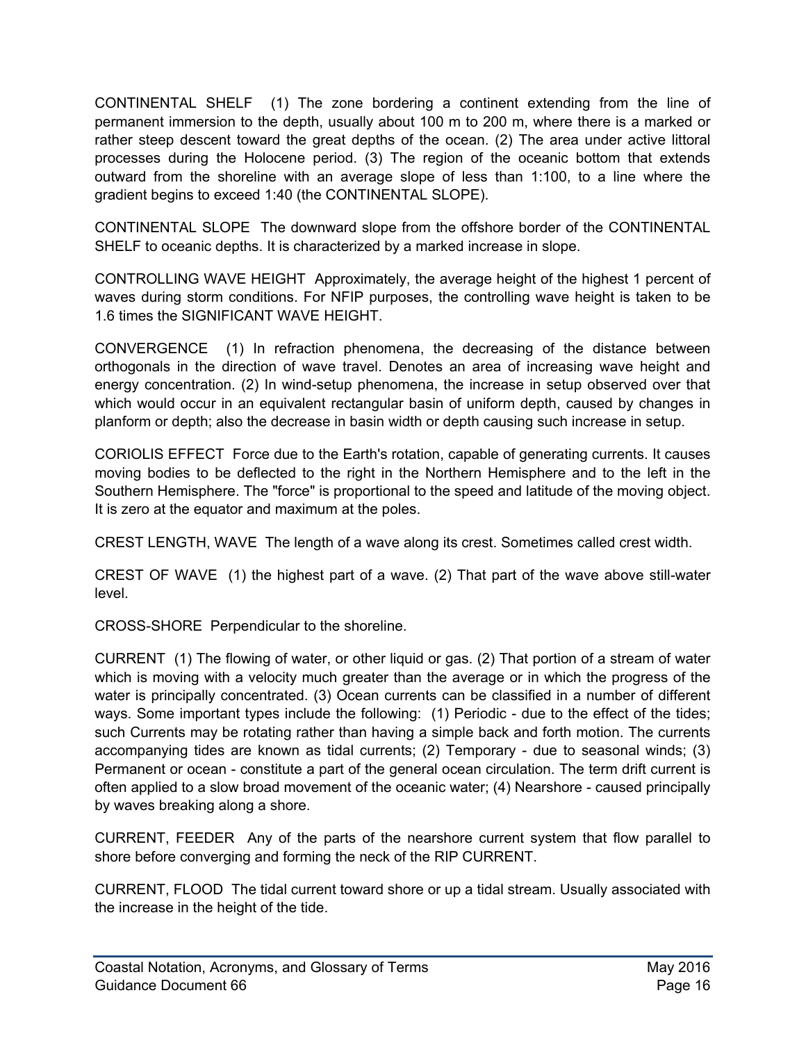CONTINENTAL SHELF (1) The zone bordering a continent extending from the line of permanent immersion to the depth, usually about 100 m to 200 m, where there is a marked or rather steep descent toward the great depths of the ocean. (2) The area under active littoral processes during the Holocene period. (3) The region of the oceanic bottom that extends outward from the shoreline with an average slope of less than 1:100, to a line where the gradient begins to exceed 1:40 (the CONTINENTAL SLOPE).

CONTINENTAL SLOPE The downward slope from the offshore border of the CONTINENTAL SHELF to oceanic depths. It is characterized by a marked increase in slope.

CONTROLLING WAVE HEIGHT Approximately, the average height of the highest 1 percent of waves during storm conditions. For NFIP purposes, the controlling wave height is taken to be 1.6 times the SIGNIFICANT WAVE HEIGHT.

CONVERGENCE (1) In refraction phenomena, the decreasing of the distance between orthogonals in the direction of wave travel. Denotes an area of increasing wave height and energy concentration. (2) In wind-setup phenomena, the increase in setup observed over that which would occur in an equivalent rectangular basin of uniform depth, caused by changes in planform or depth; also the decrease in basin width or depth causing such increase in setup.

CORIOLIS EFFECT Force due to the Earth's rotation, capable of generating currents. It causes moving bodies to be deflected to the right in the Northern Hemisphere and to the left in the Southern Hemisphere. The "force" is proportional to the speed and latitude of the moving object. It is zero at the equator and maximum at the poles.

CREST LENGTH, WAVE The length of a wave along its crest. Sometimes called crest width.

CREST OF WAVE (1) the highest part of a wave. (2) That part of the wave above still-water level.

CROSS-SHORE Perpendicular to the shoreline.

CURRENT (1) The flowing of water, or other liquid or gas. (2) That portion of a stream of water which is moving with a velocity much greater than the average or in which the progress of the water is principally concentrated. (3) Ocean currents can be classified in a number of different ways. Some important types include the following: (1) Periodic - due to the effect of the tides; such Currents may be rotating rather than having a simple back and forth motion. The currents accompanying tides are known as tidal currents; (2) Temporary - due to seasonal winds; (3) Permanent or ocean - constitute a part of the general ocean circulation. The term drift current is often applied to a slow broad movement of the oceanic water; (4) Nearshore - caused principally by waves breaking along a shore.

CURRENT, FEEDER Any of the parts of the nearshore current system that flow parallel to shore before converging and forming the neck of the RIP CURRENT.

CURRENT, FLOOD The tidal current toward shore or up a tidal stream. Usually associated with the increase in the height of the tide.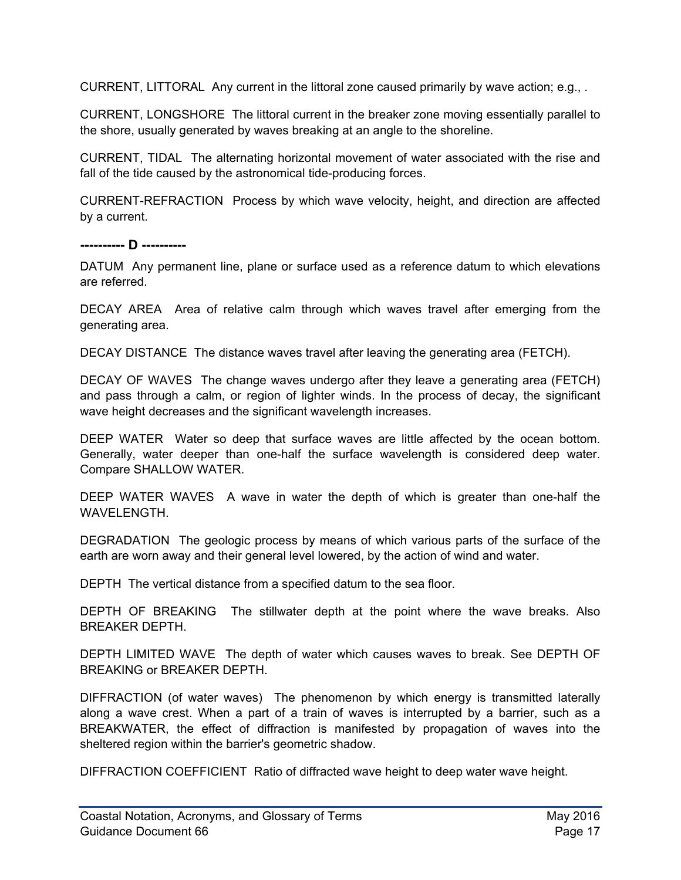CURRENT, LITTORAL  Any current in the littoral zone caused primarily by wave action; e.g., .

CURRENT, LONGSHORE  The littoral current in the breaker zone moving essentially parallel to the shore, usually generated by waves breaking at an angle to the shoreline.

CURRENT, TIDAL  The alternating horizontal movement of water associated with the rise and fall of the tide caused by the astronomical tide-producing forces.

CURRENT-REFRACTION  Process by which wave velocity, height, and direction are affected by a current.

**---------- D ----------**

DATUM  Any permanent line, plane or surface used as a reference datum to which elevations are referred.

DECAY AREA  Area of relative calm through which waves travel after emerging from the generating area.

DECAY DISTANCE  The distance waves travel after leaving the generating area (FETCH).

DECAY OF WAVES  The change waves undergo after they leave a generating area (FETCH) and pass through a calm, or region of lighter winds. In the process of decay, the significant wave height decreases and the significant wavelength increases.

DEEP WATER  Water so deep that surface waves are little affected by the ocean bottom. Generally, water deeper than one-half the surface wavelength is considered deep water. Compare SHALLOW WATER.

DEEP WATER WAVES  A wave in water the depth of which is greater than one-half the WAVELENGTH.

DEGRADATION  The geologic process by means of which various parts of the surface of the earth are worn away and their general level lowered, by the action of wind and water.

DEPTH  The vertical distance from a specified datum to the sea floor.

DEPTH OF BREAKING  The stillwater depth at the point where the wave breaks. Also BREAKER DEPTH.

DEPTH LIMITED WAVE  The depth of water which causes waves to break. See DEPTH OF BREAKING or BREAKER DEPTH.

DIFFRACTION (of water waves)  The phenomenon by which energy is transmitted laterally along a wave crest. When a part of a train of waves is interrupted by a barrier, such as a BREAKWATER, the effect of diffraction is manifested by propagation of waves into the sheltered region within the barrier's geometric shadow.

DIFFRACTION COEFFICIENT  Ratio of diffracted wave height to deep water wave height.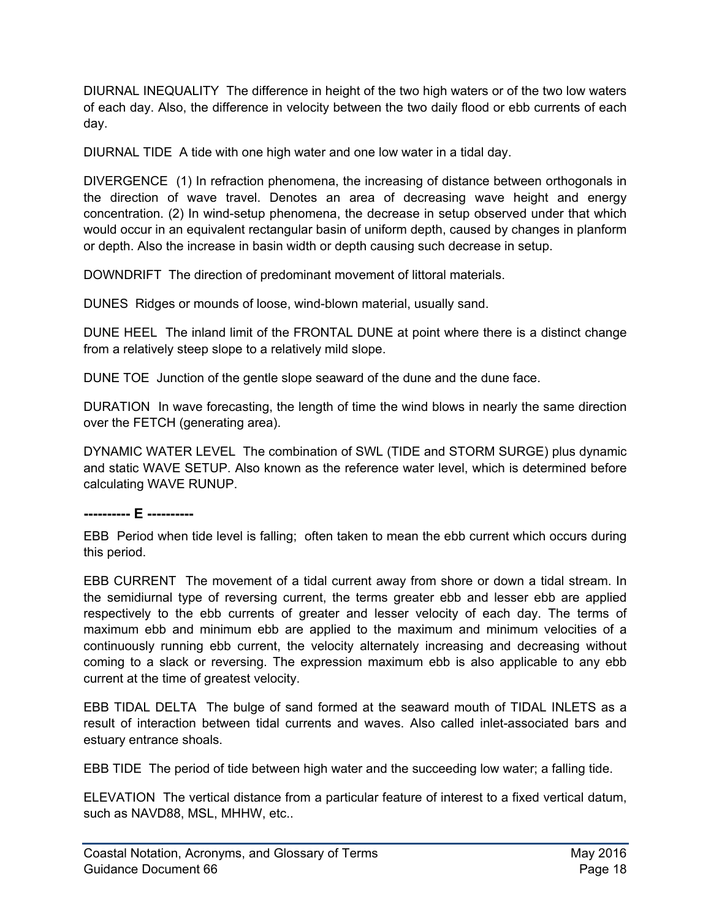DIURNAL INEQUALITY  The difference in height of the two high waters or of the two low waters of each day. Also, the difference in velocity between the two daily flood or ebb currents of each day.

DIURNAL TIDE  A tide with one high water and one low water in a tidal day.

DIVERGENCE  (1) In refraction phenomena, the increasing of distance between orthogonals in the direction of wave travel. Denotes an area of decreasing wave height and energy concentration. (2) In wind-setup phenomena, the decrease in setup observed under that which would occur in an equivalent rectangular basin of uniform depth, caused by changes in planform or depth. Also the increase in basin width or depth causing such decrease in setup.

DOWNDRIFT  The direction of predominant movement of littoral materials.

DUNES  Ridges or mounds of loose, wind-blown material, usually sand.

DUNE HEEL  The inland limit of the FRONTAL DUNE at point where there is a distinct change from a relatively steep slope to a relatively mild slope.

DUNE TOE  Junction of the gentle slope seaward of the dune and the dune face.

DURATION  In wave forecasting, the length of time the wind blows in nearly the same direction over the FETCH (generating area).

DYNAMIC WATER LEVEL  The combination of SWL (TIDE and STORM SURGE) plus dynamic and static WAVE SETUP. Also known as the reference water level, which is determined before calculating WAVE RUNUP.

**---------- E ----------**

EBB  Period when tide level is falling;  often taken to mean the ebb current which occurs during this period.

EBB CURRENT  The movement of a tidal current away from shore or down a tidal stream. In the semidiurnal type of reversing current, the terms greater ebb and lesser ebb are applied respectively to the ebb currents of greater and lesser velocity of each day. The terms of maximum ebb and minimum ebb are applied to the maximum and minimum velocities of a continuously running ebb current, the velocity alternately increasing and decreasing without coming to a slack or reversing. The expression maximum ebb is also applicable to any ebb current at the time of greatest velocity.

EBB TIDAL DELTA  The bulge of sand formed at the seaward mouth of TIDAL INLETS as a result of interaction between tidal currents and waves. Also called inlet-associated bars and estuary entrance shoals.

EBB TIDE  The period of tide between high water and the succeeding low water; a falling tide.

ELEVATION  The vertical distance from a particular feature of interest to a fixed vertical datum, such as NAVD88, MSL, MHHW, etc..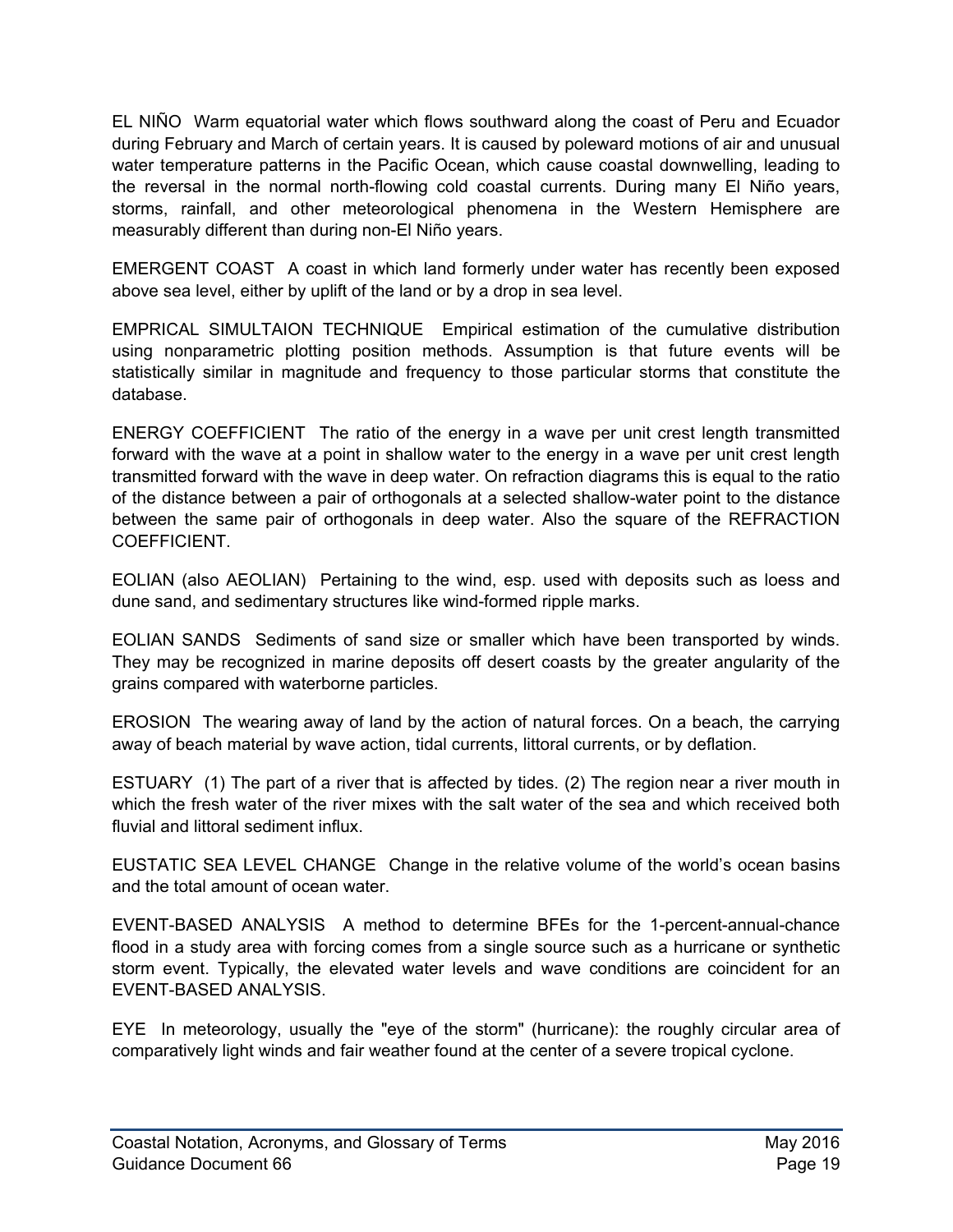EL NIÑO Warm equatorial water which flows southward along the coast of Peru and Ecuador during February and March of certain years. It is caused by poleward motions of air and unusual water temperature patterns in the Pacific Ocean, which cause coastal downwelling, leading to the reversal in the normal north-flowing cold coastal currents. During many El Niño years, storms, rainfall, and other meteorological phenomena in the Western Hemisphere are measurably different than during non-El Niño years.

EMERGENT COAST A coast in which land formerly under water has recently been exposed above sea level, either by uplift of the land or by a drop in sea level.

EMPRICAL SIMULTAION TECHNIQUE Empirical estimation of the cumulative distribution using nonparametric plotting position methods. Assumption is that future events will be statistically similar in magnitude and frequency to those particular storms that constitute the database.

ENERGY COEFFICIENT The ratio of the energy in a wave per unit crest length transmitted forward with the wave at a point in shallow water to the energy in a wave per unit crest length transmitted forward with the wave in deep water. On refraction diagrams this is equal to the ratio of the distance between a pair of orthogonals at a selected shallow-water point to the distance between the same pair of orthogonals in deep water. Also the square of the REFRACTION COEFFICIENT.

EOLIAN (also AEOLIAN) Pertaining to the wind, esp. used with deposits such as loess and dune sand, and sedimentary structures like wind-formed ripple marks.

EOLIAN SANDS Sediments of sand size or smaller which have been transported by winds. They may be recognized in marine deposits off desert coasts by the greater angularity of the grains compared with waterborne particles.

EROSION The wearing away of land by the action of natural forces. On a beach, the carrying away of beach material by wave action, tidal currents, littoral currents, or by deflation.

ESTUARY (1) The part of a river that is affected by tides. (2) The region near a river mouth in which the fresh water of the river mixes with the salt water of the sea and which received both fluvial and littoral sediment influx.

EUSTATIC SEA LEVEL CHANGE Change in the relative volume of the world's ocean basins and the total amount of ocean water.

EVENT-BASED ANALYSIS A method to determine BFEs for the 1-percent-annual-chance flood in a study area with forcing comes from a single source such as a hurricane or synthetic storm event. Typically, the elevated water levels and wave conditions are coincident for an EVENT-BASED ANALYSIS.

EYE In meteorology, usually the "eye of the storm" (hurricane): the roughly circular area of comparatively light winds and fair weather found at the center of a severe tropical cyclone.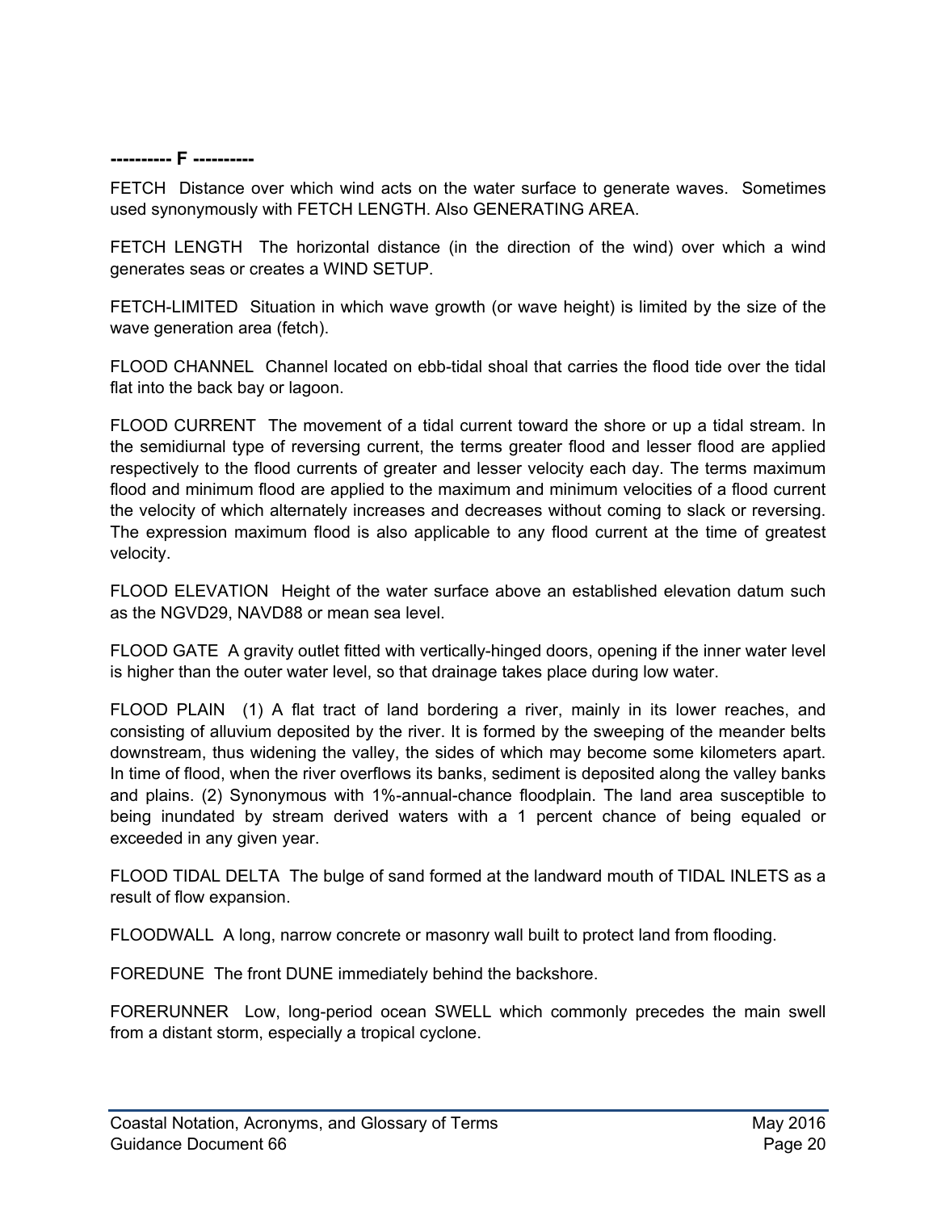**---------- F ----------**

FETCH  Distance over which wind acts on the water surface to generate waves. Sometimes used synonymously with FETCH LENGTH. Also GENERATING AREA.

FETCH LENGTH  The horizontal distance (in the direction of the wind) over which a wind generates seas or creates a WIND SETUP.

FETCH-LIMITED  Situation in which wave growth (or wave height) is limited by the size of the wave generation area (fetch).

FLOOD CHANNEL  Channel located on ebb-tidal shoal that carries the flood tide over the tidal flat into the back bay or lagoon.

FLOOD CURRENT  The movement of a tidal current toward the shore or up a tidal stream. In the semidiurnal type of reversing current, the terms greater flood and lesser flood are applied respectively to the flood currents of greater and lesser velocity each day. The terms maximum flood and minimum flood are applied to the maximum and minimum velocities of a flood current the velocity of which alternately increases and decreases without coming to slack or reversing. The expression maximum flood is also applicable to any flood current at the time of greatest velocity.

FLOOD ELEVATION  Height of the water surface above an established elevation datum such as the NGVD29, NAVD88 or mean sea level.

FLOOD GATE  A gravity outlet fitted with vertically-hinged doors, opening if the inner water level is higher than the outer water level, so that drainage takes place during low water.

FLOOD PLAIN  (1) A flat tract of land bordering a river, mainly in its lower reaches, and consisting of alluvium deposited by the river. It is formed by the sweeping of the meander belts downstream, thus widening the valley, the sides of which may become some kilometers apart. In time of flood, when the river overflows its banks, sediment is deposited along the valley banks and plains. (2) Synonymous with 1%-annual-chance floodplain. The land area susceptible to being inundated by stream derived waters with a 1 percent chance of being equaled or exceeded in any given year.

FLOOD TIDAL DELTA  The bulge of sand formed at the landward mouth of TIDAL INLETS as a result of flow expansion.

FLOODWALL  A long, narrow concrete or masonry wall built to protect land from flooding.

FOREDUNE  The front DUNE immediately behind the backshore.

FORERUNNER  Low, long-period ocean SWELL which commonly precedes the main swell from a distant storm, especially a tropical cyclone.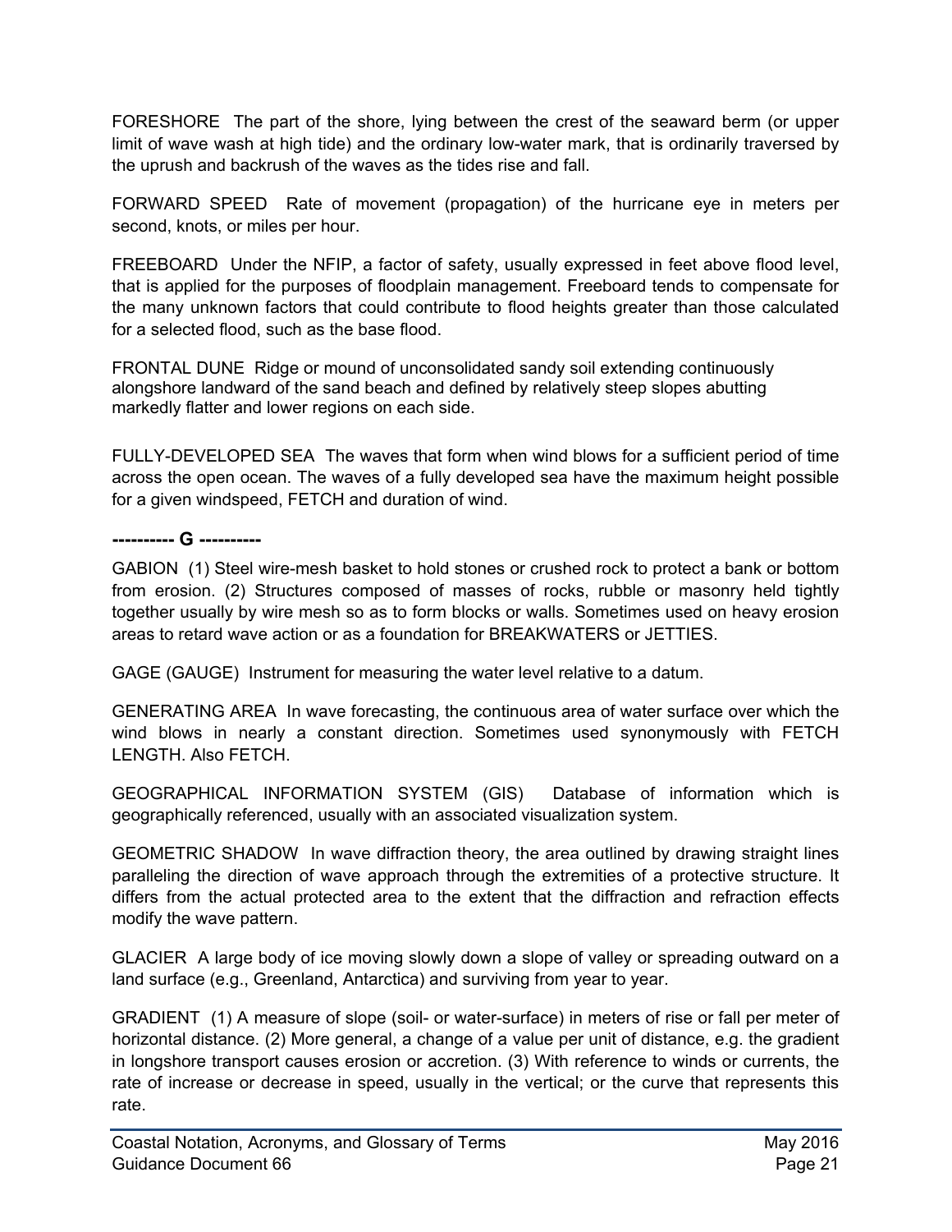FORESHORE  The part of the shore, lying between the crest of the seaward berm (or upper limit of wave wash at high tide) and the ordinary low-water mark, that is ordinarily traversed by the uprush and backrush of the waves as the tides rise and fall.

FORWARD SPEED  Rate of movement (propagation) of the hurricane eye in meters per second, knots, or miles per hour.

FREEBOARD  Under the NFIP, a factor of safety, usually expressed in feet above flood level, that is applied for the purposes of floodplain management. Freeboard tends to compensate for the many unknown factors that could contribute to flood heights greater than those calculated for a selected flood, such as the base flood.

FRONTAL DUNE  Ridge or mound of unconsolidated sandy soil extending continuously alongshore landward of the sand beach and defined by relatively steep slopes abutting markedly flatter and lower regions on each side.

FULLY-DEVELOPED SEA  The waves that form when wind blows for a sufficient period of time across the open ocean. The waves of a fully developed sea have the maximum height possible for a given windspeed, FETCH and duration of wind.

**---------- G ----------**

GABION  (1) Steel wire-mesh basket to hold stones or crushed rock to protect a bank or bottom from erosion. (2) Structures composed of masses of rocks, rubble or masonry held tightly together usually by wire mesh so as to form blocks or walls. Sometimes used on heavy erosion areas to retard wave action or as a foundation for BREAKWATERS or JETTIES.

GAGE (GAUGE)  Instrument for measuring the water level relative to a datum.

GENERATING AREA  In wave forecasting, the continuous area of water surface over which the wind blows in nearly a constant direction. Sometimes used synonymously with FETCH LENGTH. Also FETCH.

GEOGRAPHICAL INFORMATION SYSTEM (GIS)  Database of information which is geographically referenced, usually with an associated visualization system.

GEOMETRIC SHADOW  In wave diffraction theory, the area outlined by drawing straight lines paralleling the direction of wave approach through the extremities of a protective structure. It differs from the actual protected area to the extent that the diffraction and refraction effects modify the wave pattern.

GLACIER  A large body of ice moving slowly down a slope of valley or spreading outward on a land surface (e.g., Greenland, Antarctica) and surviving from year to year.

GRADIENT  (1) A measure of slope (soil- or water-surface) in meters of rise or fall per meter of horizontal distance. (2) More general, a change of a value per unit of distance, e.g. the gradient in longshore transport causes erosion or accretion. (3) With reference to winds or currents, the rate of increase or decrease in speed, usually in the vertical; or the curve that represents this rate.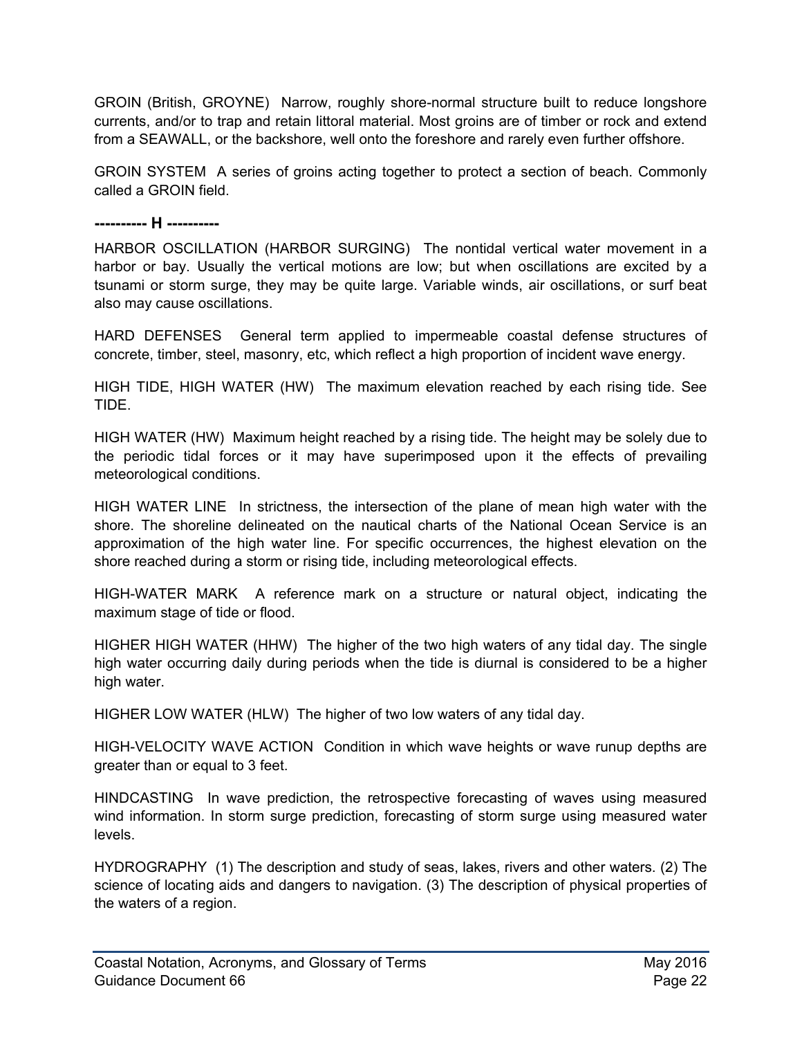GROIN (British, GROYNE)  Narrow, roughly shore-normal structure built to reduce longshore currents, and/or to trap and retain littoral material. Most groins are of timber or rock and extend from a SEAWALL, or the backshore, well onto the foreshore and rarely even further offshore.

GROIN SYSTEM  A series of groins acting together to protect a section of beach. Commonly called a GROIN field.

**---------- H ----------**

HARBOR OSCILLATION (HARBOR SURGING)  The nontidal vertical water movement in a harbor or bay. Usually the vertical motions are low; but when oscillations are excited by a tsunami or storm surge, they may be quite large. Variable winds, air oscillations, or surf beat also may cause oscillations.

HARD DEFENSES  General term applied to impermeable coastal defense structures of concrete, timber, steel, masonry, etc, which reflect a high proportion of incident wave energy.

HIGH TIDE, HIGH WATER (HW)  The maximum elevation reached by each rising tide. See TIDE.

HIGH WATER (HW)  Maximum height reached by a rising tide. The height may be solely due to the periodic tidal forces or it may have superimposed upon it the effects of prevailing meteorological conditions.

HIGH WATER LINE  In strictness, the intersection of the plane of mean high water with the shore. The shoreline delineated on the nautical charts of the National Ocean Service is an approximation of the high water line. For specific occurrences, the highest elevation on the shore reached during a storm or rising tide, including meteorological effects.

HIGH-WATER MARK  A reference mark on a structure or natural object, indicating the maximum stage of tide or flood.

HIGHER HIGH WATER (HHW)  The higher of the two high waters of any tidal day. The single high water occurring daily during periods when the tide is diurnal is considered to be a higher high water.

HIGHER LOW WATER (HLW)  The higher of two low waters of any tidal day.

HIGH-VELOCITY WAVE ACTION  Condition in which wave heights or wave runup depths are greater than or equal to 3 feet.

HINDCASTING  In wave prediction, the retrospective forecasting of waves using measured wind information. In storm surge prediction, forecasting of storm surge using measured water levels.

HYDROGRAPHY  (1) The description and study of seas, lakes, rivers and other waters. (2) The science of locating aids and dangers to navigation. (3) The description of physical properties of the waters of a region.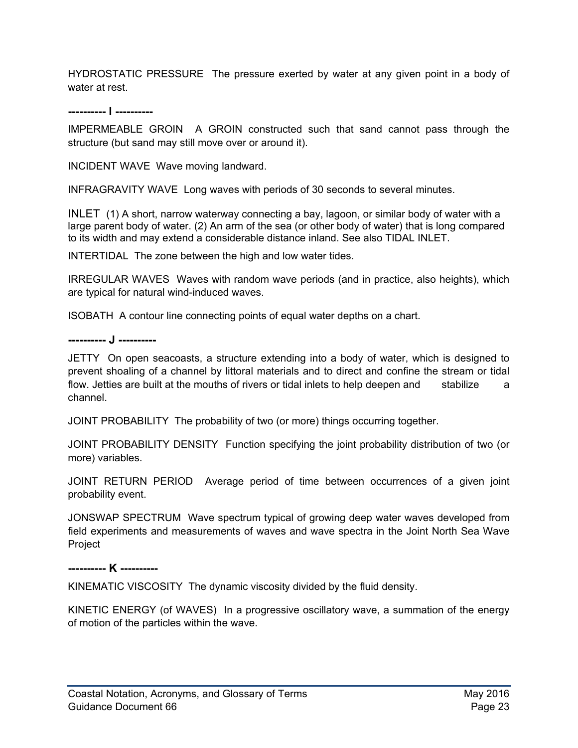HYDROSTATIC PRESSURE  The pressure exerted by water at any given point in a body of water at rest.

**---------- I ----------**

IMPERMEABLE GROIN  A GROIN constructed such that sand cannot pass through the structure (but sand may still move over or around it).

INCIDENT WAVE  Wave moving landward.

INFRAGRAVITY WAVE  Long waves with periods of 30 seconds to several minutes.

INLET  (1) A short, narrow waterway connecting a bay, lagoon, or similar body of water with a large parent body of water. (2) An arm of the sea (or other body of water) that is long compared to its width and may extend a considerable distance inland. See also TIDAL INLET.

INTERTIDAL  The zone between the high and low water tides.

IRREGULAR WAVES  Waves with random wave periods (and in practice, also heights), which are typical for natural wind-induced waves.

ISOBATH  A contour line connecting points of equal water depths on a chart.

**---------- J ----------**

JETTY  On open seacoasts, a structure extending into a body of water, which is designed to prevent shoaling of a channel by littoral materials and to direct and confine the stream or tidal flow. Jetties are built at the mouths of rivers or tidal inlets to help deepen and stabilize a channel.

JOINT PROBABILITY  The probability of two (or more) things occurring together.

JOINT PROBABILITY DENSITY  Function specifying the joint probability distribution of two (or more) variables.

JOINT RETURN PERIOD  Average period of time between occurrences of a given joint probability event.

JONSWAP SPECTRUM  Wave spectrum typical of growing deep water waves developed from field experiments and measurements of waves and wave spectra in the Joint North Sea Wave Project

**---------- K ----------**

KINEMATIC VISCOSITY  The dynamic viscosity divided by the fluid density.

KINETIC ENERGY (of WAVES)  In a progressive oscillatory wave, a summation of the energy of motion of the particles within the wave.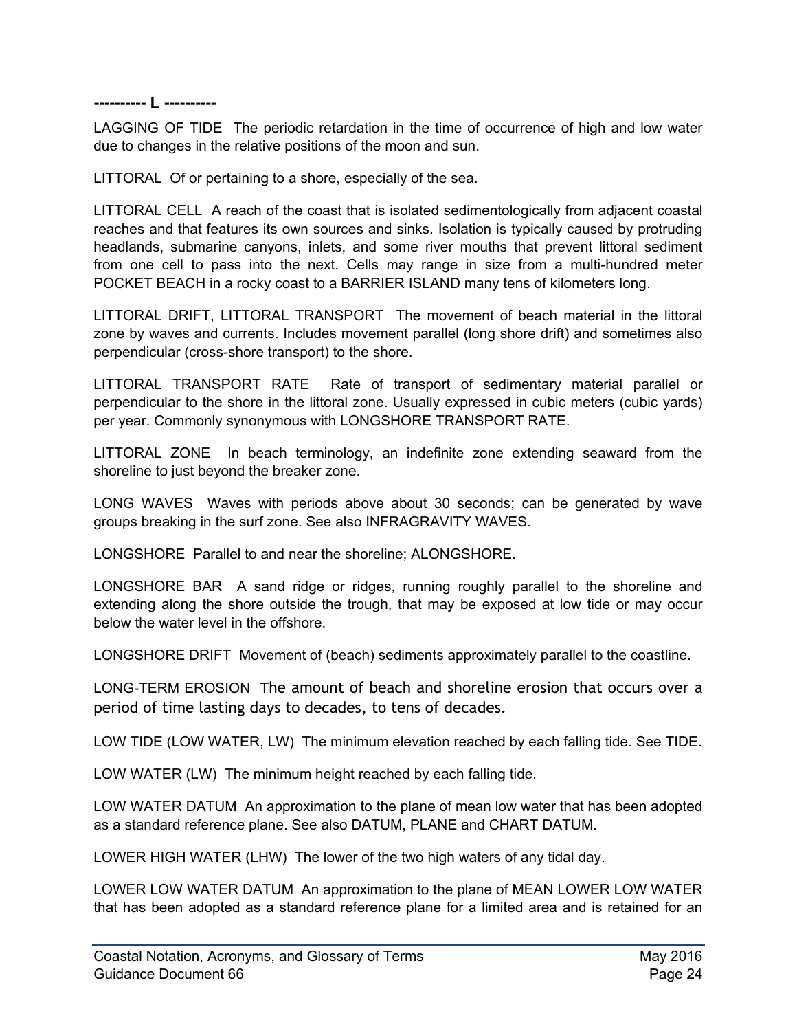**---------- L ----------**

LAGGING OF TIDE  The periodic retardation in the time of occurrence of high and low water due to changes in the relative positions of the moon and sun.

LITTORAL  Of or pertaining to a shore, especially of the sea.

LITTORAL CELL  A reach of the coast that is isolated sedimentologically from adjacent coastal reaches and that features its own sources and sinks. Isolation is typically caused by protruding headlands, submarine canyons, inlets, and some river mouths that prevent littoral sediment from one cell to pass into the next. Cells may range in size from a multi-hundred meter POCKET BEACH in a rocky coast to a BARRIER ISLAND many tens of kilometers long.

LITTORAL DRIFT, LITTORAL TRANSPORT  The movement of beach material in the littoral zone by waves and currents. Includes movement parallel (long shore drift) and sometimes also perpendicular (cross-shore transport) to the shore.

LITTORAL TRANSPORT RATE  Rate of transport of sedimentary material parallel or perpendicular to the shore in the littoral zone. Usually expressed in cubic meters (cubic yards) per year. Commonly synonymous with LONGSHORE TRANSPORT RATE.

LITTORAL ZONE  In beach terminology, an indefinite zone extending seaward from the shoreline to just beyond the breaker zone.

LONG WAVES  Waves with periods above about 30 seconds; can be generated by wave groups breaking in the surf zone. See also INFRAGRAVITY WAVES.

LONGSHORE  Parallel to and near the shoreline; ALONGSHORE.

LONGSHORE BAR  A sand ridge or ridges, running roughly parallel to the shoreline and extending along the shore outside the trough, that may be exposed at low tide or may occur below the water level in the offshore.

LONGSHORE DRIFT  Movement of (beach) sediments approximately parallel to the coastline.

LONG-TERM EROSION  The amount of beach and shoreline erosion that occurs over a period of time lasting days to decades, to tens of decades.

LOW TIDE (LOW WATER, LW)  The minimum elevation reached by each falling tide. See TIDE.

LOW WATER (LW)  The minimum height reached by each falling tide.

LOW WATER DATUM  An approximation to the plane of mean low water that has been adopted as a standard reference plane. See also DATUM, PLANE and CHART DATUM.

LOWER HIGH WATER (LHW)  The lower of the two high waters of any tidal day.

LOWER LOW WATER DATUM  An approximation to the plane of MEAN LOWER LOW WATER that has been adopted as a standard reference plane for a limited area and is retained for an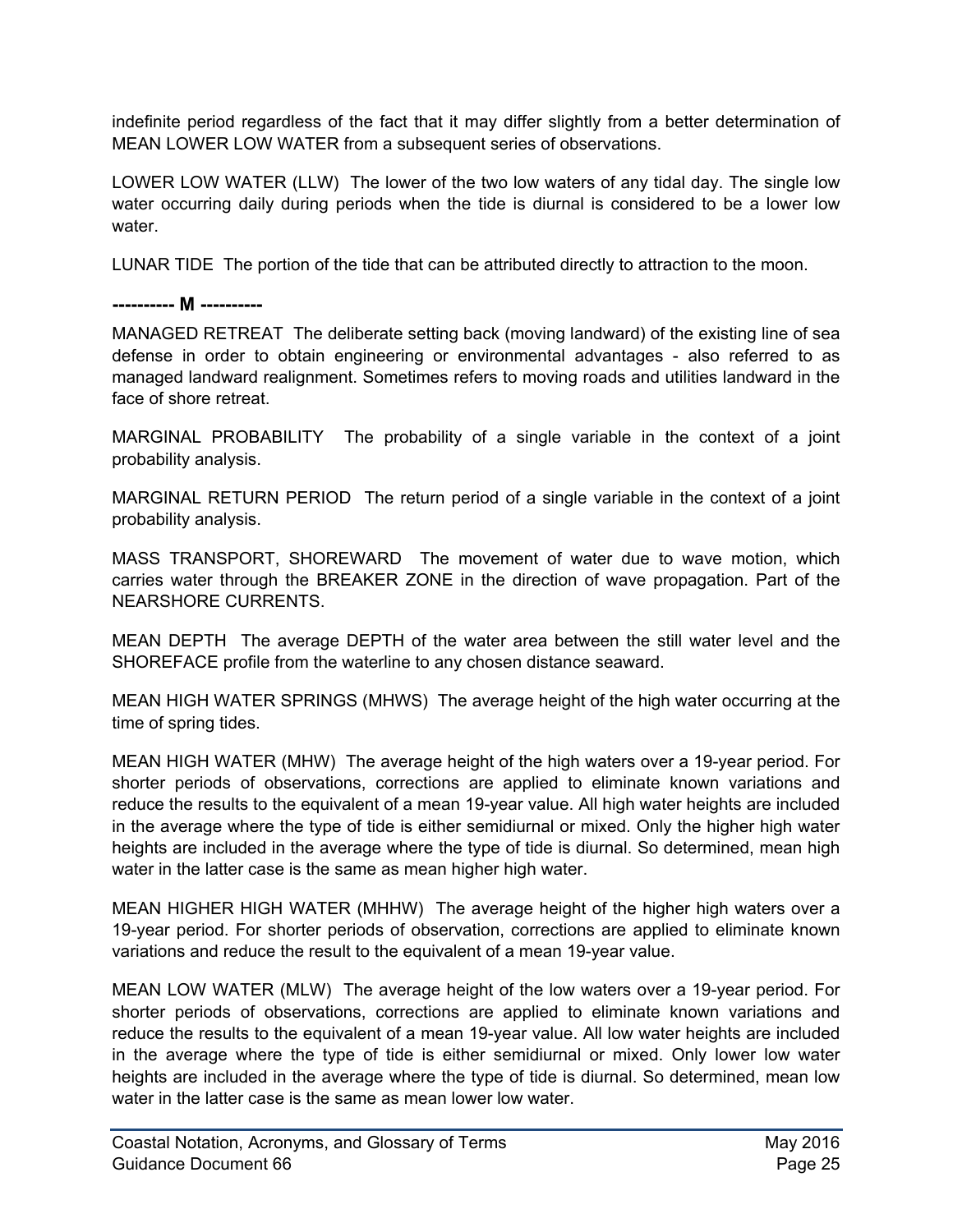indefinite period regardless of the fact that it may differ slightly from a better determination of MEAN LOWER LOW WATER from a subsequent series of observations.

LOWER LOW WATER (LLW) The lower of the two low waters of any tidal day. The single low water occurring daily during periods when the tide is diurnal is considered to be a lower low water.

LUNAR TIDE The portion of the tide that can be attributed directly to attraction to the moon.

**---------- M ----------**

MANAGED RETREAT The deliberate setting back (moving landward) of the existing line of sea defense in order to obtain engineering or environmental advantages - also referred to as managed landward realignment. Sometimes refers to moving roads and utilities landward in the face of shore retreat.

MARGINAL PROBABILITY The probability of a single variable in the context of a joint probability analysis.

MARGINAL RETURN PERIOD The return period of a single variable in the context of a joint probability analysis.

MASS TRANSPORT, SHOREWARD The movement of water due to wave motion, which carries water through the BREAKER ZONE in the direction of wave propagation. Part of the NEARSHORE CURRENTS.

MEAN DEPTH The average DEPTH of the water area between the still water level and the SHOREFACE profile from the waterline to any chosen distance seaward.

MEAN HIGH WATER SPRINGS (MHWS) The average height of the high water occurring at the time of spring tides.

MEAN HIGH WATER (MHW) The average height of the high waters over a 19-year period. For shorter periods of observations, corrections are applied to eliminate known variations and reduce the results to the equivalent of a mean 19-year value. All high water heights are included in the average where the type of tide is either semidiurnal or mixed. Only the higher high water heights are included in the average where the type of tide is diurnal. So determined, mean high water in the latter case is the same as mean higher high water.

MEAN HIGHER HIGH WATER (MHHW) The average height of the higher high waters over a 19-year period. For shorter periods of observation, corrections are applied to eliminate known variations and reduce the result to the equivalent of a mean 19-year value.

MEAN LOW WATER (MLW) The average height of the low waters over a 19-year period. For shorter periods of observations, corrections are applied to eliminate known variations and reduce the results to the equivalent of a mean 19-year value. All low water heights are included in the average where the type of tide is either semidiurnal or mixed. Only lower low water heights are included in the average where the type of tide is diurnal. So determined, mean low water in the latter case is the same as mean lower low water.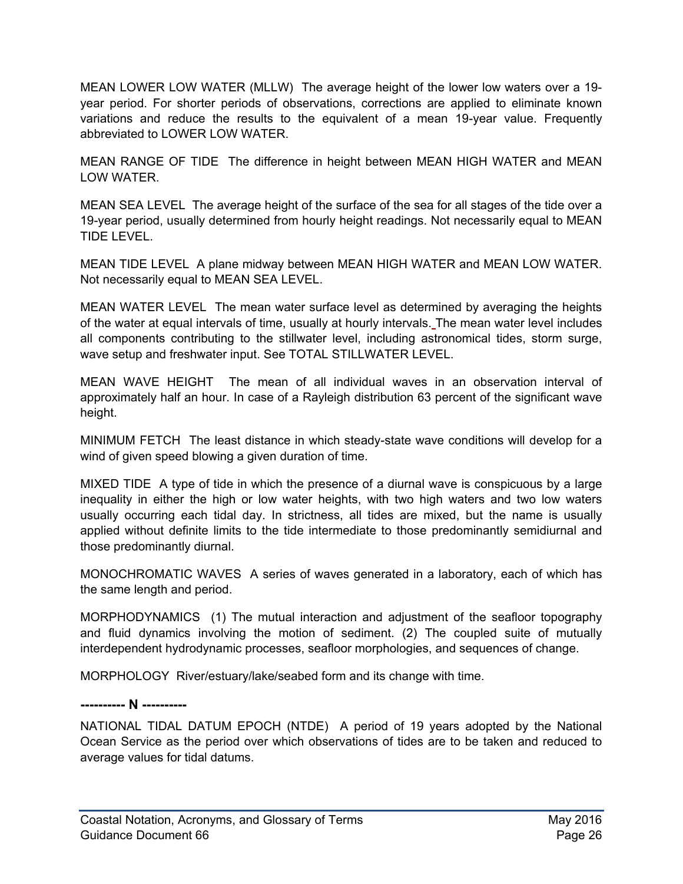MEAN LOWER LOW WATER (MLLW)  The average height of the lower low waters over a 19-year period. For shorter periods of observations, corrections are applied to eliminate known variations and reduce the results to the equivalent of a mean 19-year value. Frequently abbreviated to LOWER LOW WATER.

MEAN RANGE OF TIDE  The difference in height between MEAN HIGH WATER and MEAN LOW WATER.

MEAN SEA LEVEL  The average height of the surface of the sea for all stages of the tide over a 19-year period, usually determined from hourly height readings. Not necessarily equal to MEAN TIDE LEVEL.

MEAN TIDE LEVEL  A plane midway between MEAN HIGH WATER and MEAN LOW WATER. Not necessarily equal to MEAN SEA LEVEL.

MEAN WATER LEVEL  The mean water surface level as determined by averaging the heights of the water at equal intervals of time, usually at hourly intervals. The mean water level includes all components contributing to the stillwater level, including astronomical tides, storm surge, wave setup and freshwater input. See TOTAL STILLWATER LEVEL.

MEAN WAVE HEIGHT  The mean of all individual waves in an observation interval of approximately half an hour. In case of a Rayleigh distribution 63 percent of the significant wave height.

MINIMUM FETCH  The least distance in which steady-state wave conditions will develop for a wind of given speed blowing a given duration of time.

MIXED TIDE  A type of tide in which the presence of a diurnal wave is conspicuous by a large inequality in either the high or low water heights, with two high waters and two low waters usually occurring each tidal day. In strictness, all tides are mixed, but the name is usually applied without definite limits to the tide intermediate to those predominantly semidiurnal and those predominantly diurnal.

MONOCHROMATIC WAVES  A series of waves generated in a laboratory, each of which has the same length and period.

MORPHODYNAMICS  (1) The mutual interaction and adjustment of the seafloor topography and fluid dynamics involving the motion of sediment. (2) The coupled suite of mutually interdependent hydrodynamic processes, seafloor morphologies, and sequences of change.

MORPHOLOGY  River/estuary/lake/seabed form and its change with time.

**---------- N ----------**

NATIONAL TIDAL DATUM EPOCH (NTDE)  A period of 19 years adopted by the National Ocean Service as the period over which observations of tides are to be taken and reduced to average values for tidal datums.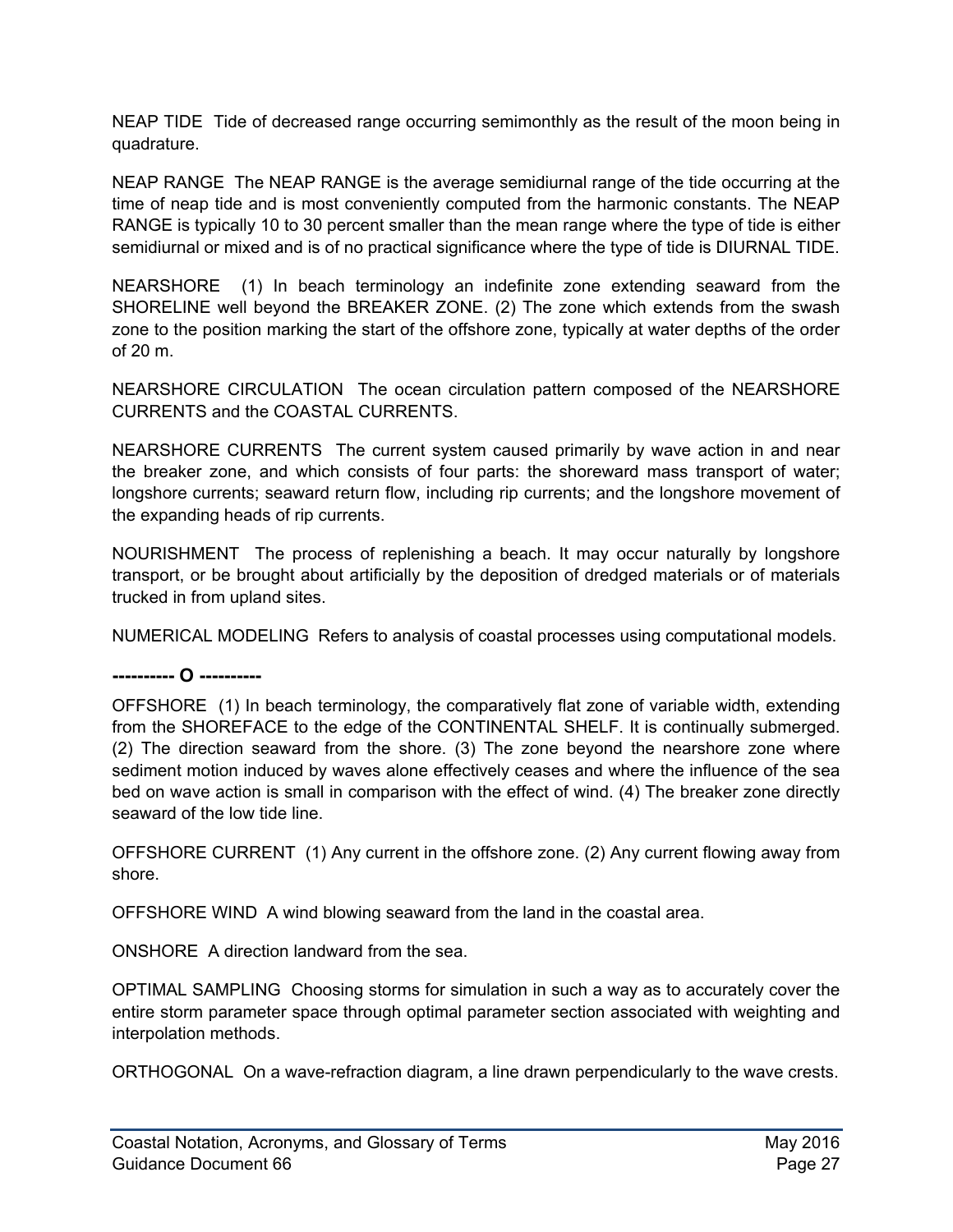NEAP TIDE  Tide of decreased range occurring semimonthly as the result of the moon being in quadrature.

NEAP RANGE  The NEAP RANGE is the average semidiurnal range of the tide occurring at the time of neap tide and is most conveniently computed from the harmonic constants. The NEAP RANGE is typically 10 to 30 percent smaller than the mean range where the type of tide is either semidiurnal or mixed and is of no practical significance where the type of tide is DIURNAL TIDE.

NEARSHORE  (1) In beach terminology an indefinite zone extending seaward from the SHORELINE well beyond the BREAKER ZONE. (2) The zone which extends from the swash zone to the position marking the start of the offshore zone, typically at water depths of the order of 20 m.

NEARSHORE CIRCULATION  The ocean circulation pattern composed of the NEARSHORE CURRENTS and the COASTAL CURRENTS.

NEARSHORE CURRENTS  The current system caused primarily by wave action in and near the breaker zone, and which consists of four parts: the shoreward mass transport of water; longshore currents; seaward return flow, including rip currents; and the longshore movement of the expanding heads of rip currents.

NOURISHMENT  The process of replenishing a beach. It may occur naturally by longshore transport, or be brought about artificially by the deposition of dredged materials or of materials trucked in from upland sites.

NUMERICAL MODELING  Refers to analysis of coastal processes using computational models.

**---------- O ----------**

OFFSHORE  (1) In beach terminology, the comparatively flat zone of variable width, extending from the SHOREFACE to the edge of the CONTINENTAL SHELF. It is continually submerged. (2) The direction seaward from the shore. (3) The zone beyond the nearshore zone where sediment motion induced by waves alone effectively ceases and where the influence of the sea bed on wave action is small in comparison with the effect of wind. (4) The breaker zone directly seaward of the low tide line.

OFFSHORE CURRENT  (1) Any current in the offshore zone. (2) Any current flowing away from shore.

OFFSHORE WIND  A wind blowing seaward from the land in the coastal area.

ONSHORE  A direction landward from the sea.

OPTIMAL SAMPLING  Choosing storms for simulation in such a way as to accurately cover the entire storm parameter space through optimal parameter section associated with weighting and interpolation methods.

ORTHOGONAL  On a wave-refraction diagram, a line drawn perpendicularly to the wave crests.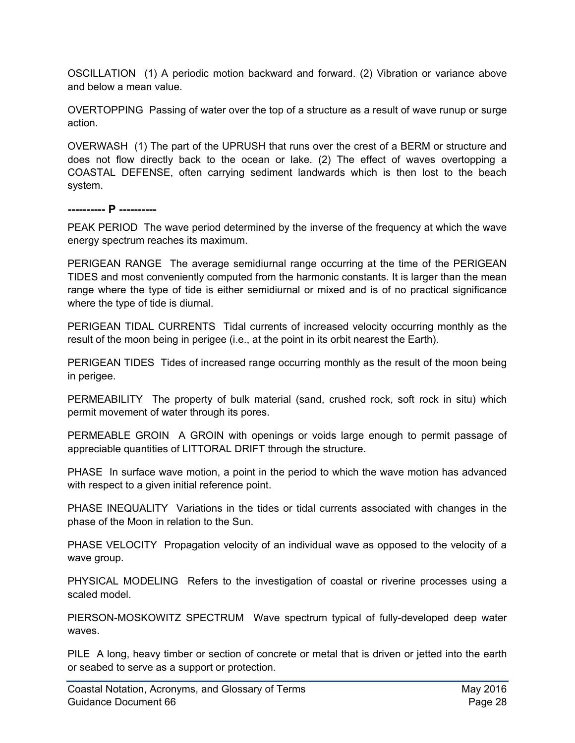OSCILLATION  (1) A periodic motion backward and forward. (2) Vibration or variance above and below a mean value.

OVERTOPPING  Passing of water over the top of a structure as a result of wave runup or surge action.

OVERWASH  (1) The part of the UPRUSH that runs over the crest of a BERM or structure and does not flow directly back to the ocean or lake. (2) The effect of waves overtopping a COASTAL DEFENSE, often carrying sediment landwards which is then lost to the beach system.

**---------- P ----------**

PEAK PERIOD  The wave period determined by the inverse of the frequency at which the wave energy spectrum reaches its maximum.

PERIGEAN RANGE  The average semidiurnal range occurring at the time of the PERIGEAN TIDES and most conveniently computed from the harmonic constants. It is larger than the mean range where the type of tide is either semidiurnal or mixed and is of no practical significance where the type of tide is diurnal.

PERIGEAN TIDAL CURRENTS  Tidal currents of increased velocity occurring monthly as the result of the moon being in perigee (i.e., at the point in its orbit nearest the Earth).

PERIGEAN TIDES  Tides of increased range occurring monthly as the result of the moon being in perigee.

PERMEABILITY  The property of bulk material (sand, crushed rock, soft rock in situ) which permit movement of water through its pores.

PERMEABLE GROIN  A GROIN with openings or voids large enough to permit passage of appreciable quantities of LITTORAL DRIFT through the structure.

PHASE  In surface wave motion, a point in the period to which the wave motion has advanced with respect to a given initial reference point.

PHASE INEQUALITY  Variations in the tides or tidal currents associated with changes in the phase of the Moon in relation to the Sun.

PHASE VELOCITY  Propagation velocity of an individual wave as opposed to the velocity of a wave group.

PHYSICAL MODELING  Refers to the investigation of coastal or riverine processes using a scaled model.

PIERSON-MOSKOWITZ SPECTRUM  Wave spectrum typical of fully-developed deep water waves.

PILE  A long, heavy timber or section of concrete or metal that is driven or jetted into the earth or seabed to serve as a support or protection.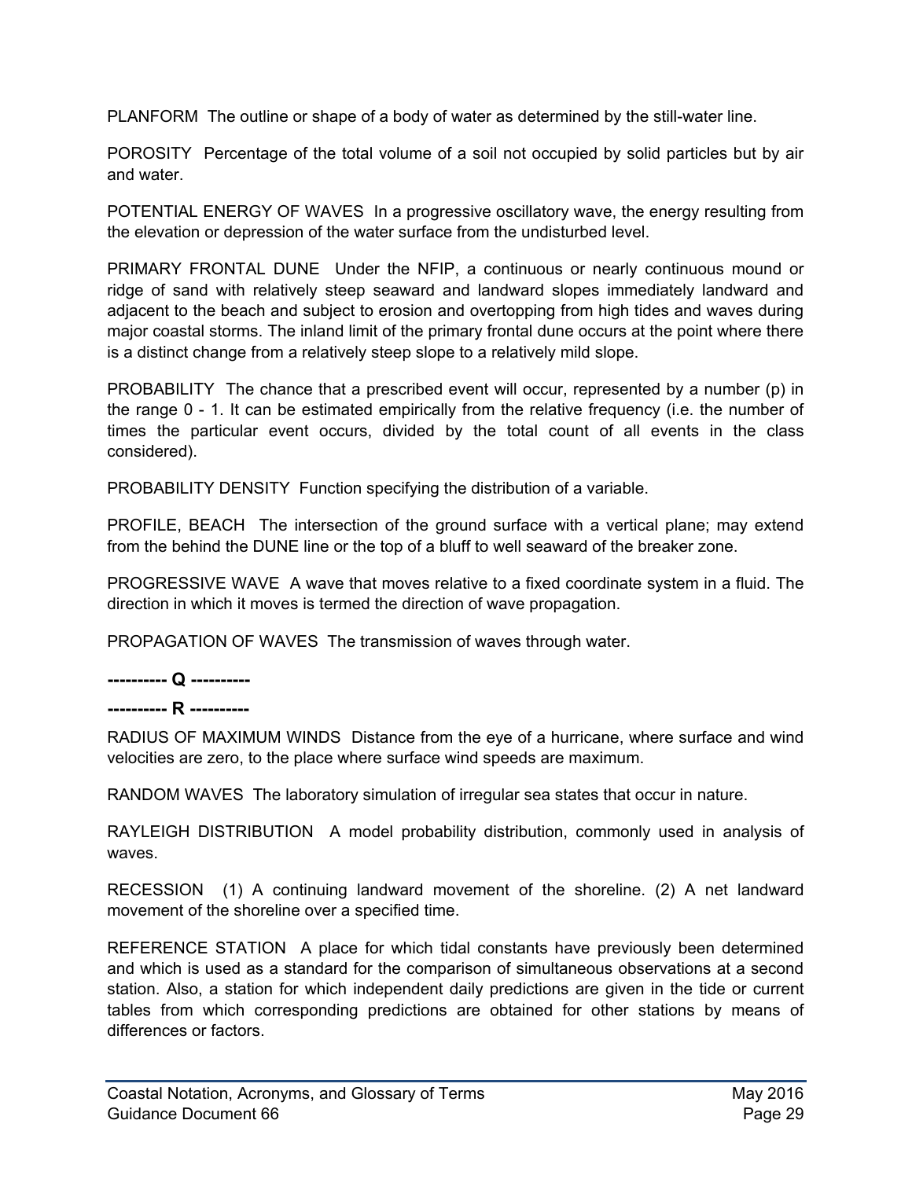PLANFORM  The outline or shape of a body of water as determined by the still-water line.

POROSITY  Percentage of the total volume of a soil not occupied by solid particles but by air and water.

POTENTIAL ENERGY OF WAVES  In a progressive oscillatory wave, the energy resulting from the elevation or depression of the water surface from the undisturbed level.

PRIMARY FRONTAL DUNE  Under the NFIP, a continuous or nearly continuous mound or ridge of sand with relatively steep seaward and landward slopes immediately landward and adjacent to the beach and subject to erosion and overtopping from high tides and waves during major coastal storms. The inland limit of the primary frontal dune occurs at the point where there is a distinct change from a relatively steep slope to a relatively mild slope.

PROBABILITY  The chance that a prescribed event will occur, represented by a number (p) in the range 0 - 1. It can be estimated empirically from the relative frequency (i.e. the number of times the particular event occurs, divided by the total count of all events in the class considered).

PROBABILITY DENSITY  Function specifying the distribution of a variable.

PROFILE, BEACH  The intersection of the ground surface with a vertical plane; may extend from the behind the DUNE line or the top of a bluff to well seaward of the breaker zone.

PROGRESSIVE WAVE  A wave that moves relative to a fixed coordinate system in a fluid. The direction in which it moves is termed the direction of wave propagation.

PROPAGATION OF WAVES  The transmission of waves through water.

**---------- Q ----------**

**---------- R ----------**

RADIUS OF MAXIMUM WINDS  Distance from the eye of a hurricane, where surface and wind velocities are zero, to the place where surface wind speeds are maximum.

RANDOM WAVES  The laboratory simulation of irregular sea states that occur in nature.

RAYLEIGH DISTRIBUTION  A model probability distribution, commonly used in analysis of waves.

RECESSION  (1) A continuing landward movement of the shoreline. (2) A net landward movement of the shoreline over a specified time.

REFERENCE STATION  A place for which tidal constants have previously been determined and which is used as a standard for the comparison of simultaneous observations at a second station. Also, a station for which independent daily predictions are given in the tide or current tables from which corresponding predictions are obtained for other stations by means of differences or factors.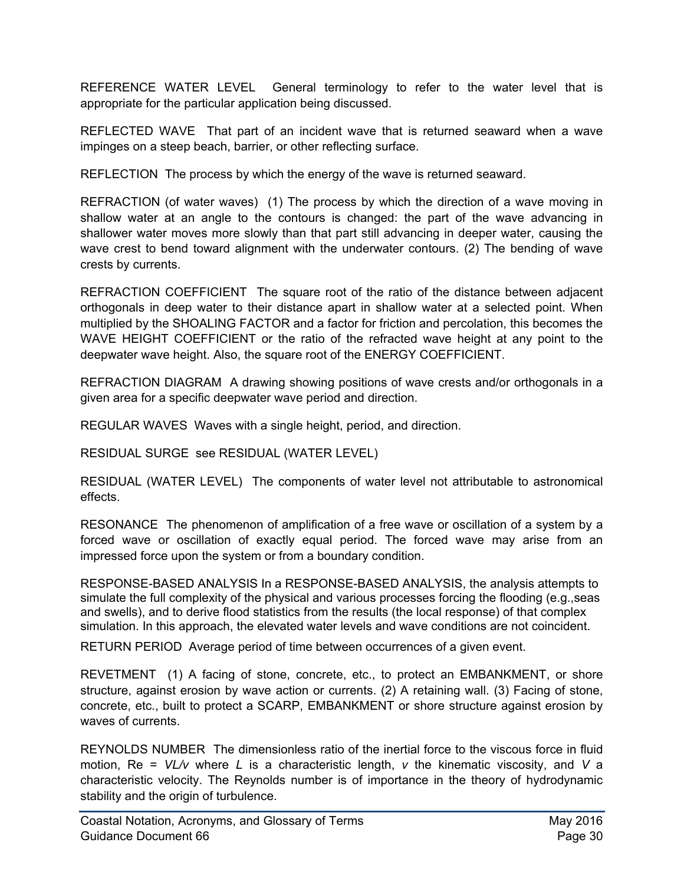REFERENCE WATER LEVEL  General terminology to refer to the water level that is appropriate for the particular application being discussed.

REFLECTED WAVE  That part of an incident wave that is returned seaward when a wave impinges on a steep beach, barrier, or other reflecting surface.

REFLECTION  The process by which the energy of the wave is returned seaward.

REFRACTION (of water waves)  (1) The process by which the direction of a wave moving in shallow water at an angle to the contours is changed: the part of the wave advancing in shallower water moves more slowly than that part still advancing in deeper water, causing the wave crest to bend toward alignment with the underwater contours. (2) The bending of wave crests by currents.

REFRACTION COEFFICIENT  The square root of the ratio of the distance between adjacent orthogonals in deep water to their distance apart in shallow water at a selected point. When multiplied by the SHOALING FACTOR and a factor for friction and percolation, this becomes the WAVE HEIGHT COEFFICIENT or the ratio of the refracted wave height at any point to the deepwater wave height. Also, the square root of the ENERGY COEFFICIENT.

REFRACTION DIAGRAM  A drawing showing positions of wave crests and/or orthogonals in a given area for a specific deepwater wave period and direction.

REGULAR WAVES  Waves with a single height, period, and direction.

RESIDUAL SURGE  see RESIDUAL (WATER LEVEL)

RESIDUAL (WATER LEVEL)  The components of water level not attributable to astronomical effects.

RESONANCE  The phenomenon of amplification of a free wave or oscillation of a system by a forced wave or oscillation of exactly equal period. The forced wave may arise from an impressed force upon the system or from a boundary condition.

RESPONSE-BASED ANALYSIS In a RESPONSE-BASED ANALYSIS, the analysis attempts to simulate the full complexity of the physical and various processes forcing the flooding (e.g.,seas and swells), and to derive flood statistics from the results (the local response) of that complex simulation. In this approach, the elevated water levels and wave conditions are not coincident.

RETURN PERIOD  Average period of time between occurrences of a given event.

REVETMENT  (1) A facing of stone, concrete, etc., to protect an EMBANKMENT, or shore structure, against erosion by wave action or currents. (2) A retaining wall. (3) Facing of stone, concrete, etc., built to protect a SCARP, EMBANKMENT or shore structure against erosion by waves of currents.

REYNOLDS NUMBER  The dimensionless ratio of the inertial force to the viscous force in fluid motion, $Re = VL/v$ where $L$ is a characteristic length, $v$ the kinematic viscosity, and $V$ a characteristic velocity. The Reynolds number is of importance in the theory of hydrodynamic stability and the origin of turbulence.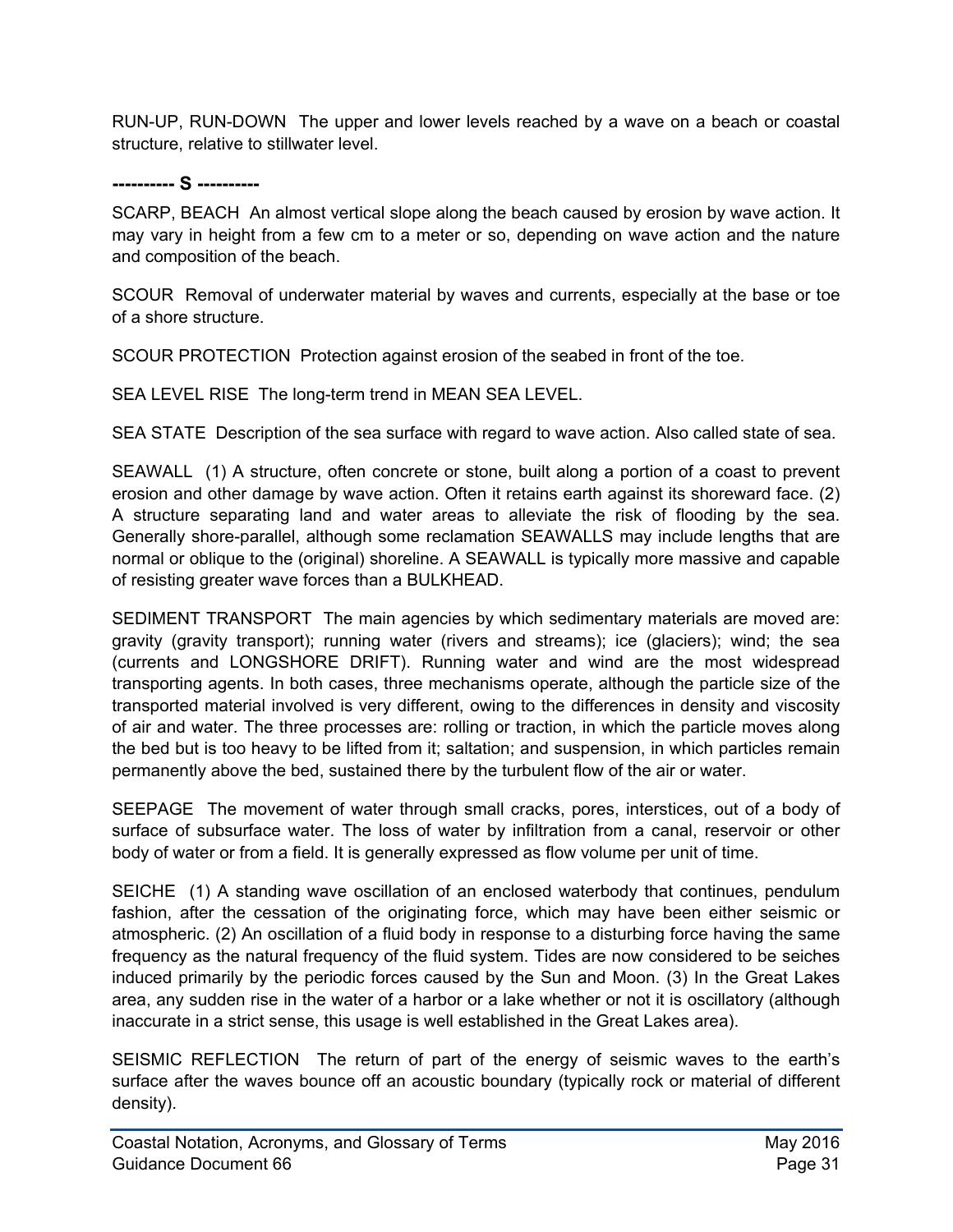RUN-UP, RUN-DOWN  The upper and lower levels reached by a wave on a beach or coastal structure, relative to stillwater level.

**---------- S ----------**

SCARP, BEACH  An almost vertical slope along the beach caused by erosion by wave action. It may vary in height from a few cm to a meter or so, depending on wave action and the nature and composition of the beach.

SCOUR  Removal of underwater material by waves and currents, especially at the base or toe of a shore structure.

SCOUR PROTECTION  Protection against erosion of the seabed in front of the toe.

SEA LEVEL RISE  The long-term trend in MEAN SEA LEVEL.

SEA STATE  Description of the sea surface with regard to wave action. Also called state of sea.

SEAWALL  (1) A structure, often concrete or stone, built along a portion of a coast to prevent erosion and other damage by wave action. Often it retains earth against its shoreward face. (2) A structure separating land and water areas to alleviate the risk of flooding by the sea. Generally shore-parallel, although some reclamation SEAWALLS may include lengths that are normal or oblique to the (original) shoreline. A SEAWALL is typically more massive and capable of resisting greater wave forces than a BULKHEAD.

SEDIMENT TRANSPORT  The main agencies by which sedimentary materials are moved are: gravity (gravity transport); running water (rivers and streams); ice (glaciers); wind; the sea (currents and LONGSHORE DRIFT). Running water and wind are the most widespread transporting agents. In both cases, three mechanisms operate, although the particle size of the transported material involved is very different, owing to the differences in density and viscosity of air and water. The three processes are: rolling or traction, in which the particle moves along the bed but is too heavy to be lifted from it; saltation; and suspension, in which particles remain permanently above the bed, sustained there by the turbulent flow of the air or water.

SEEPAGE  The movement of water through small cracks, pores, interstices, out of a body of surface of subsurface water. The loss of water by infiltration from a canal, reservoir or other body of water or from a field. It is generally expressed as flow volume per unit of time.

SEICHE  (1) A standing wave oscillation of an enclosed waterbody that continues, pendulum fashion, after the cessation of the originating force, which may have been either seismic or atmospheric. (2) An oscillation of a fluid body in response to a disturbing force having the same frequency as the natural frequency of the fluid system. Tides are now considered to be seiches induced primarily by the periodic forces caused by the Sun and Moon. (3) In the Great Lakes area, any sudden rise in the water of a harbor or a lake whether or not it is oscillatory (although inaccurate in a strict sense, this usage is well established in the Great Lakes area).

SEISMIC REFLECTION  The return of part of the energy of seismic waves to the earth's surface after the waves bounce off an acoustic boundary (typically rock or material of different density).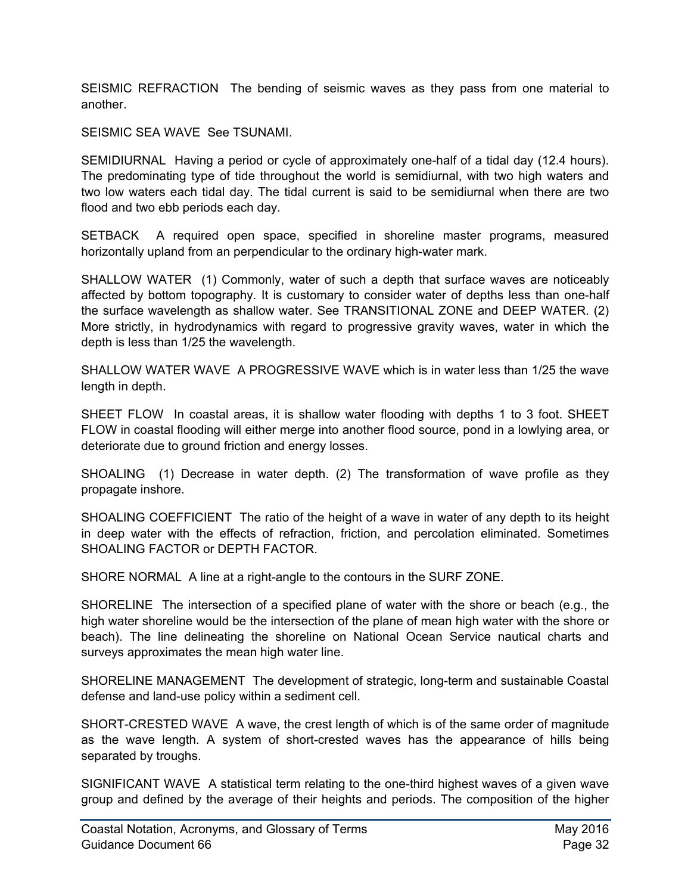SEISMIC REFRACTION  The bending of seismic waves as they pass from one material to another.

SEISMIC SEA WAVE  See TSUNAMI.

SEMIDIURNAL  Having a period or cycle of approximately one-half of a tidal day (12.4 hours). The predominating type of tide throughout the world is semidiurnal, with two high waters and two low waters each tidal day. The tidal current is said to be semidiurnal when there are two flood and two ebb periods each day.

SETBACK  A required open space, specified in shoreline master programs, measured horizontally upland from an perpendicular to the ordinary high-water mark.

SHALLOW WATER  (1) Commonly, water of such a depth that surface waves are noticeably affected by bottom topography. It is customary to consider water of depths less than one-half the surface wavelength as shallow water. See TRANSITIONAL ZONE and DEEP WATER. (2) More strictly, in hydrodynamics with regard to progressive gravity waves, water in which the depth is less than 1/25 the wavelength.

SHALLOW WATER WAVE  A PROGRESSIVE WAVE which is in water less than 1/25 the wave length in depth.

SHEET FLOW  In coastal areas, it is shallow water flooding with depths 1 to 3 foot. SHEET FLOW in coastal flooding will either merge into another flood source, pond in a lowlying area, or deteriorate due to ground friction and energy losses.

SHOALING  (1) Decrease in water depth. (2) The transformation of wave profile as they propagate inshore.

SHOALING COEFFICIENT  The ratio of the height of a wave in water of any depth to its height in deep water with the effects of refraction, friction, and percolation eliminated. Sometimes SHOALING FACTOR or DEPTH FACTOR.

SHORE NORMAL  A line at a right-angle to the contours in the SURF ZONE.

SHORELINE  The intersection of a specified plane of water with the shore or beach (e.g., the high water shoreline would be the intersection of the plane of mean high water with the shore or beach). The line delineating the shoreline on National Ocean Service nautical charts and surveys approximates the mean high water line.

SHORELINE MANAGEMENT  The development of strategic, long-term and sustainable Coastal defense and land-use policy within a sediment cell.

SHORT-CRESTED WAVE  A wave, the crest length of which is of the same order of magnitude as the wave length. A system of short-crested waves has the appearance of hills being separated by troughs.

SIGNIFICANT WAVE  A statistical term relating to the one-third highest waves of a given wave group and defined by the average of their heights and periods. The composition of the higher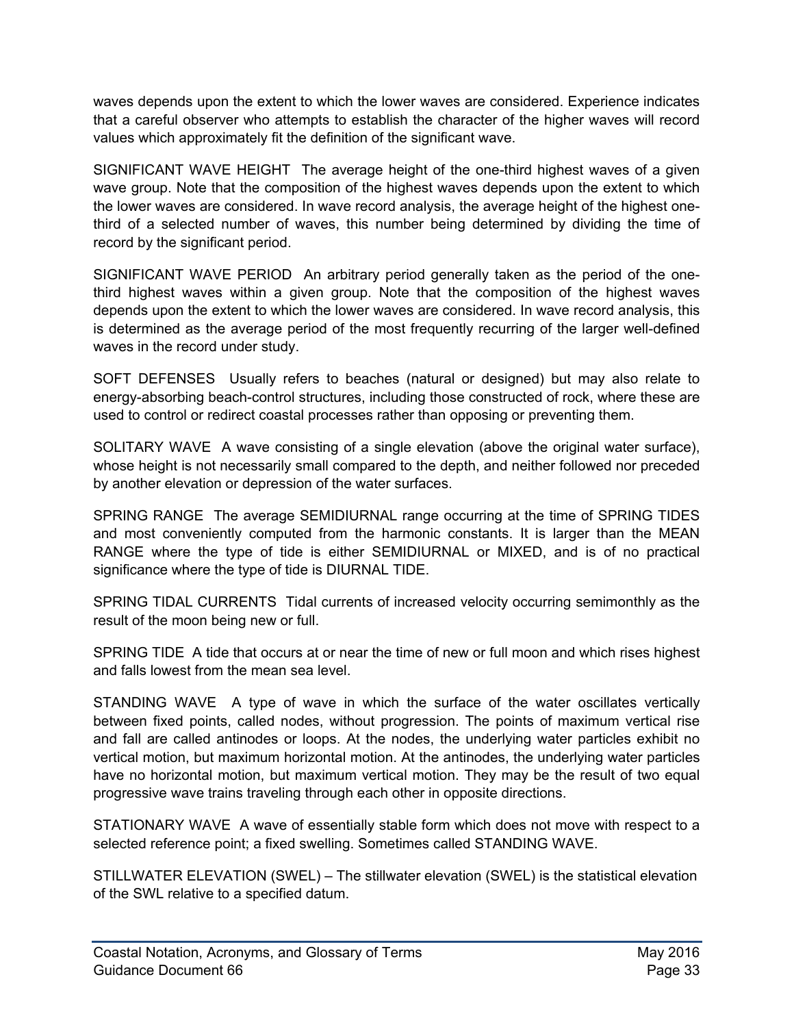waves depends upon the extent to which the lower waves are considered. Experience indicates that a careful observer who attempts to establish the character of the higher waves will record values which approximately fit the definition of the significant wave.

SIGNIFICANT WAVE HEIGHT  The average height of the one-third highest waves of a given wave group. Note that the composition of the highest waves depends upon the extent to which the lower waves are considered. In wave record analysis, the average height of the highest one-third of a selected number of waves, this number being determined by dividing the time of record by the significant period.

SIGNIFICANT WAVE PERIOD  An arbitrary period generally taken as the period of the one-third highest waves within a given group. Note that the composition of the highest waves depends upon the extent to which the lower waves are considered. In wave record analysis, this is determined as the average period of the most frequently recurring of the larger well-defined waves in the record under study.

SOFT DEFENSES  Usually refers to beaches (natural or designed) but may also relate to energy-absorbing beach-control structures, including those constructed of rock, where these are used to control or redirect coastal processes rather than opposing or preventing them.

SOLITARY WAVE  A wave consisting of a single elevation (above the original water surface), whose height is not necessarily small compared to the depth, and neither followed nor preceded by another elevation or depression of the water surfaces.

SPRING RANGE  The average SEMIDIURNAL range occurring at the time of SPRING TIDES and most conveniently computed from the harmonic constants. It is larger than the MEAN RANGE where the type of tide is either SEMIDIURNAL or MIXED, and is of no practical significance where the type of tide is DIURNAL TIDE.

SPRING TIDAL CURRENTS  Tidal currents of increased velocity occurring semimonthly as the result of the moon being new or full.

SPRING TIDE  A tide that occurs at or near the time of new or full moon and which rises highest and falls lowest from the mean sea level.

STANDING WAVE  A type of wave in which the surface of the water oscillates vertically between fixed points, called nodes, without progression. The points of maximum vertical rise and fall are called antinodes or loops. At the nodes, the underlying water particles exhibit no vertical motion, but maximum horizontal motion. At the antinodes, the underlying water particles have no horizontal motion, but maximum vertical motion. They may be the result of two equal progressive wave trains traveling through each other in opposite directions.

STATIONARY WAVE  A wave of essentially stable form which does not move with respect to a selected reference point; a fixed swelling. Sometimes called STANDING WAVE.

STILLWATER ELEVATION (SWEL) – The stillwater elevation (SWEL) is the statistical elevation of the SWL relative to a specified datum.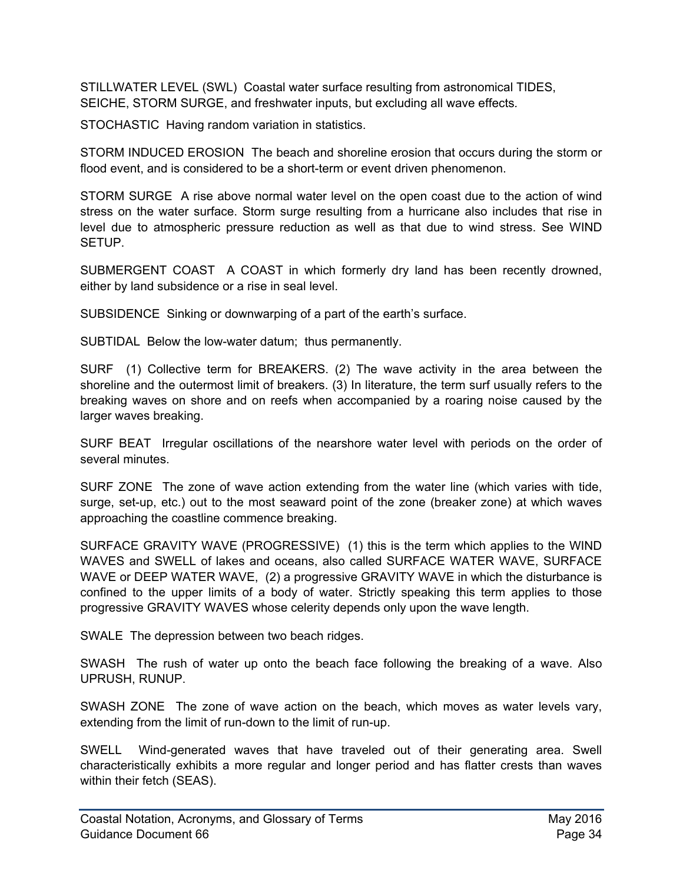STILLWATER LEVEL (SWL) Coastal water surface resulting from astronomical TIDES, SEICHE, STORM SURGE, and freshwater inputs, but excluding all wave effects.

STOCHASTIC Having random variation in statistics.

STORM INDUCED EROSION The beach and shoreline erosion that occurs during the storm or flood event, and is considered to be a short-term or event driven phenomenon.

STORM SURGE A rise above normal water level on the open coast due to the action of wind stress on the water surface. Storm surge resulting from a hurricane also includes that rise in level due to atmospheric pressure reduction as well as that due to wind stress. See WIND SETUP.

SUBMERGENT COAST A COAST in which formerly dry land has been recently drowned, either by land subsidence or a rise in seal level.

SUBSIDENCE Sinking or downwarping of a part of the earth's surface.

SUBTIDAL Below the low-water datum; thus permanently.

SURF (1) Collective term for BREAKERS. (2) The wave activity in the area between the shoreline and the outermost limit of breakers. (3) In literature, the term surf usually refers to the breaking waves on shore and on reefs when accompanied by a roaring noise caused by the larger waves breaking.

SURF BEAT Irregular oscillations of the nearshore water level with periods on the order of several minutes.

SURF ZONE The zone of wave action extending from the water line (which varies with tide, surge, set-up, etc.) out to the most seaward point of the zone (breaker zone) at which waves approaching the coastline commence breaking.

SURFACE GRAVITY WAVE (PROGRESSIVE) (1) this is the term which applies to the WIND WAVES and SWELL of lakes and oceans, also called SURFACE WATER WAVE, SURFACE WAVE or DEEP WATER WAVE, (2) a progressive GRAVITY WAVE in which the disturbance is confined to the upper limits of a body of water. Strictly speaking this term applies to those progressive GRAVITY WAVES whose celerity depends only upon the wave length.

SWALE The depression between two beach ridges.

SWASH The rush of water up onto the beach face following the breaking of a wave. Also UPRUSH, RUNUP.

SWASH ZONE The zone of wave action on the beach, which moves as water levels vary, extending from the limit of run-down to the limit of run-up.

SWELL Wind-generated waves that have traveled out of their generating area. Swell characteristically exhibits a more regular and longer period and has flatter crests than waves within their fetch (SEAS).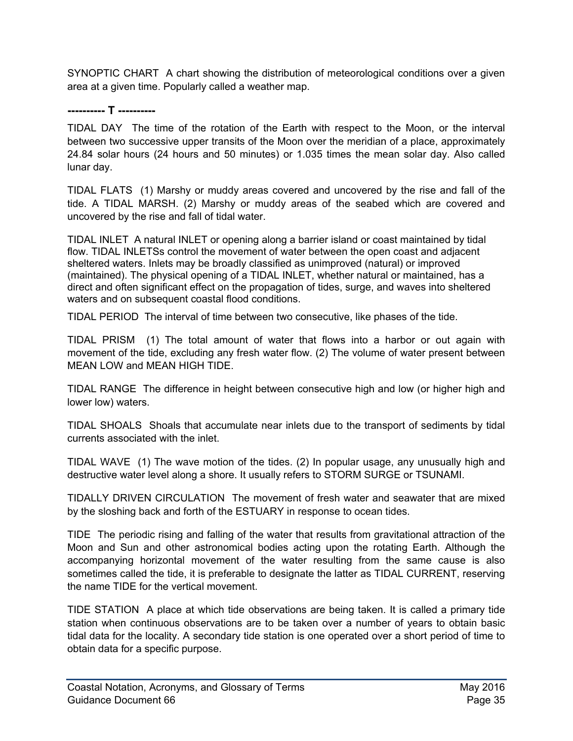SYNOPTIC CHART  A chart showing the distribution of meteorological conditions over a given area at a given time. Popularly called a weather map.

**---------- T ----------**

TIDAL DAY  The time of the rotation of the Earth with respect to the Moon, or the interval between two successive upper transits of the Moon over the meridian of a place, approximately 24.84 solar hours (24 hours and 50 minutes) or 1.035 times the mean solar day. Also called lunar day.

TIDAL FLATS  (1) Marshy or muddy areas covered and uncovered by the rise and fall of the tide. A TIDAL MARSH. (2) Marshy or muddy areas of the seabed which are covered and uncovered by the rise and fall of tidal water.

TIDAL INLET  A natural INLET or opening along a barrier island or coast maintained by tidal flow. TIDAL INLETSs control the movement of water between the open coast and adjacent sheltered waters. Inlets may be broadly classified as unimproved (natural) or improved (maintained). The physical opening of a TIDAL INLET, whether natural or maintained, has a direct and often significant effect on the propagation of tides, surge, and waves into sheltered waters and on subsequent coastal flood conditions.

TIDAL PERIOD  The interval of time between two consecutive, like phases of the tide.

TIDAL PRISM  (1) The total amount of water that flows into a harbor or out again with movement of the tide, excluding any fresh water flow. (2) The volume of water present between MEAN LOW and MEAN HIGH TIDE.

TIDAL RANGE  The difference in height between consecutive high and low (or higher high and lower low) waters.

TIDAL SHOALS  Shoals that accumulate near inlets due to the transport of sediments by tidal currents associated with the inlet.

TIDAL WAVE  (1) The wave motion of the tides. (2) In popular usage, any unusually high and destructive water level along a shore. It usually refers to STORM SURGE or TSUNAMI.

TIDALLY DRIVEN CIRCULATION  The movement of fresh water and seawater that are mixed by the sloshing back and forth of the ESTUARY in response to ocean tides.

TIDE  The periodic rising and falling of the water that results from gravitational attraction of the Moon and Sun and other astronomical bodies acting upon the rotating Earth. Although the accompanying horizontal movement of the water resulting from the same cause is also sometimes called the tide, it is preferable to designate the latter as TIDAL CURRENT, reserving the name TIDE for the vertical movement.

TIDE STATION  A place at which tide observations are being taken. It is called a primary tide station when continuous observations are to be taken over a number of years to obtain basic tidal data for the locality. A secondary tide station is one operated over a short period of time to obtain data for a specific purpose.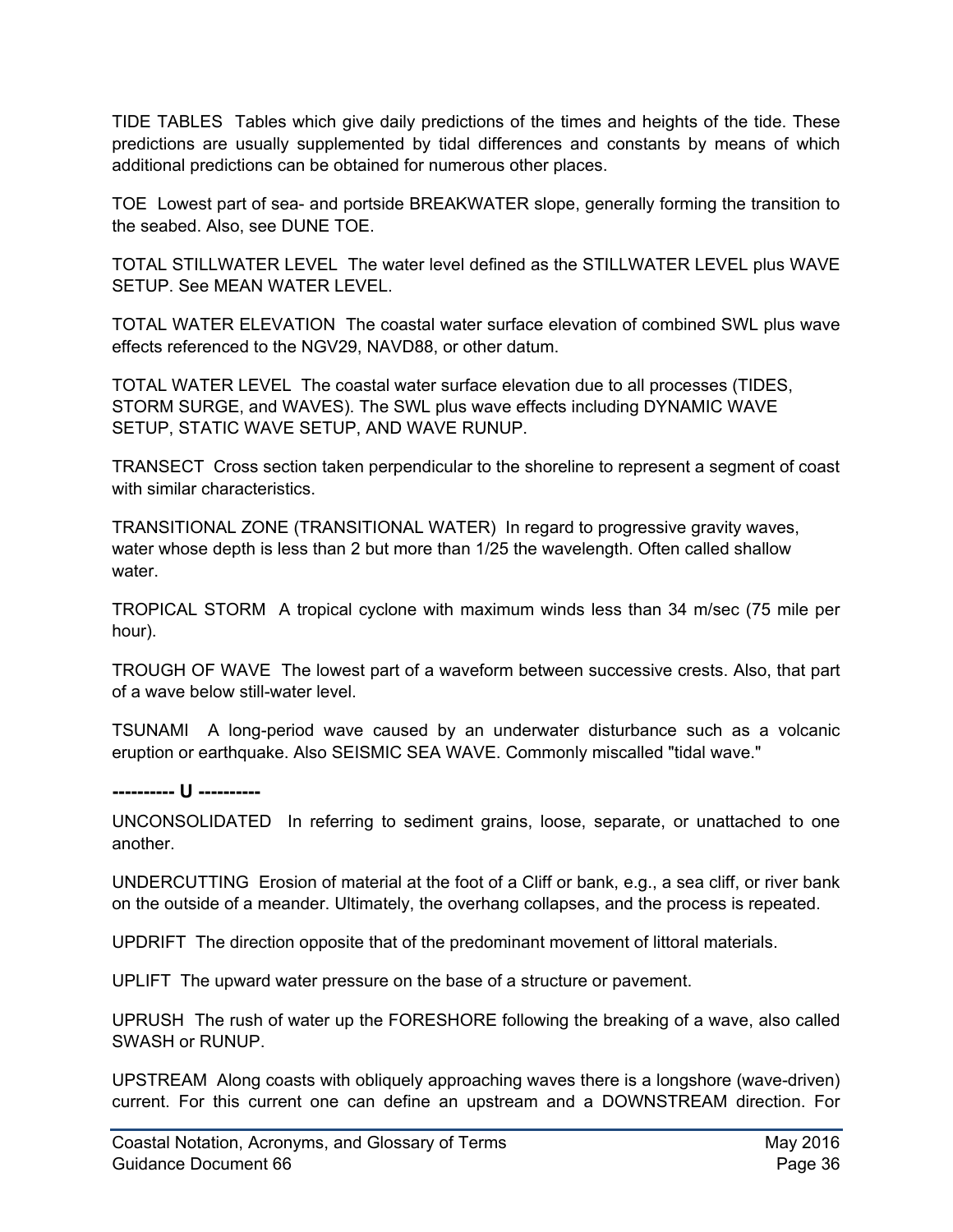TIDE TABLES  Tables which give daily predictions of the times and heights of the tide. These predictions are usually supplemented by tidal differences and constants by means of which additional predictions can be obtained for numerous other places.

TOE  Lowest part of sea- and portside BREAKWATER slope, generally forming the transition to the seabed. Also, see DUNE TOE.

TOTAL STILLWATER LEVEL  The water level defined as the STILLWATER LEVEL plus WAVE SETUP. See MEAN WATER LEVEL.

TOTAL WATER ELEVATION  The coastal water surface elevation of combined SWL plus wave effects referenced to the NGV29, NAVD88, or other datum.

TOTAL WATER LEVEL  The coastal water surface elevation due to all processes (TIDES, STORM SURGE, and WAVES). The SWL plus wave effects including DYNAMIC WAVE SETUP, STATIC WAVE SETUP, AND WAVE RUNUP.

TRANSECT  Cross section taken perpendicular to the shoreline to represent a segment of coast with similar characteristics.

TRANSITIONAL ZONE (TRANSITIONAL WATER)  In regard to progressive gravity waves, water whose depth is less than 2 but more than 1/25 the wavelength. Often called shallow water.

TROPICAL STORM  A tropical cyclone with maximum winds less than 34 m/sec (75 mile per hour).

TROUGH OF WAVE  The lowest part of a waveform between successive crests. Also, that part of a wave below still-water level.

TSUNAMI  A long-period wave caused by an underwater disturbance such as a volcanic eruption or earthquake. Also SEISMIC SEA WAVE. Commonly miscalled "tidal wave."

**---------- U ----------**

UNCONSOLIDATED  In referring to sediment grains, loose, separate, or unattached to one another.

UNDERCUTTING  Erosion of material at the foot of a Cliff or bank, e.g., a sea cliff, or river bank on the outside of a meander. Ultimately, the overhang collapses, and the process is repeated.

UPDRIFT  The direction opposite that of the predominant movement of littoral materials.

UPLIFT  The upward water pressure on the base of a structure or pavement.

UPRUSH  The rush of water up the FORESHORE following the breaking of a wave, also called SWASH or RUNUP.

UPSTREAM  Along coasts with obliquely approaching waves there is a longshore (wave-driven) current. For this current one can define an upstream and a DOWNSTREAM direction. For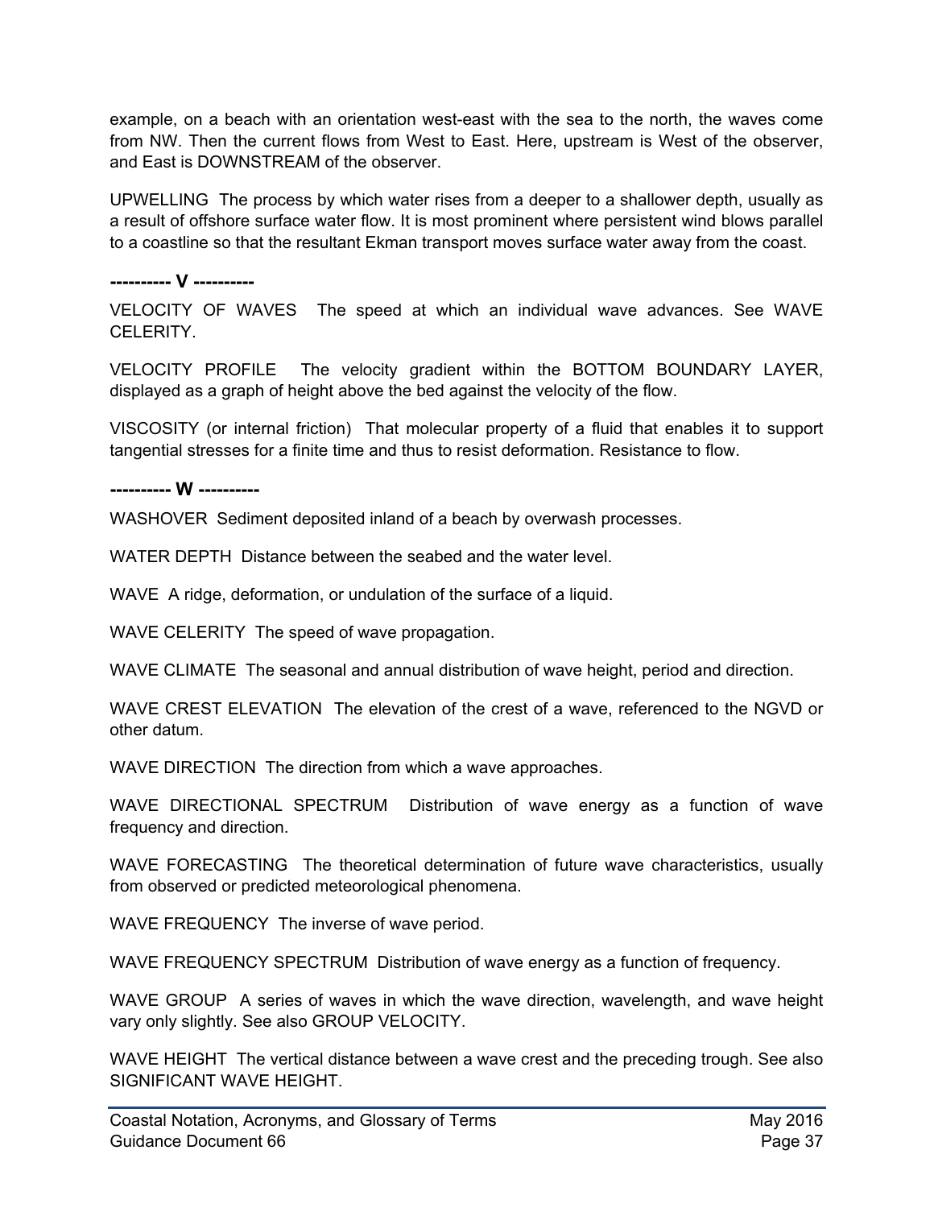example, on a beach with an orientation west-east with the sea to the north, the waves come from NW. Then the current flows from West to East. Here, upstream is West of the observer, and East is DOWNSTREAM of the observer.

UPWELLING  The process by which water rises from a deeper to a shallower depth, usually as a result of offshore surface water flow. It is most prominent where persistent wind blows parallel to a coastline so that the resultant Ekman transport moves surface water away from the coast.

**---------- V ----------**

VELOCITY OF WAVES  The speed at which an individual wave advances. See WAVE CELERITY.

VELOCITY PROFILE  The velocity gradient within the BOTTOM BOUNDARY LAYER, displayed as a graph of height above the bed against the velocity of the flow.

VISCOSITY (or internal friction)  That molecular property of a fluid that enables it to support tangential stresses for a finite time and thus to resist deformation. Resistance to flow.

**---------- W ----------**

WASHOVER  Sediment deposited inland of a beach by overwash processes.

WATER DEPTH  Distance between the seabed and the water level.

WAVE  A ridge, deformation, or undulation of the surface of a liquid.

WAVE CELERITY  The speed of wave propagation.

WAVE CLIMATE  The seasonal and annual distribution of wave height, period and direction.

WAVE CREST ELEVATION  The elevation of the crest of a wave, referenced to the NGVD or other datum.

WAVE DIRECTION  The direction from which a wave approaches.

WAVE DIRECTIONAL SPECTRUM  Distribution of wave energy as a function of wave frequency and direction.

WAVE FORECASTING  The theoretical determination of future wave characteristics, usually from observed or predicted meteorological phenomena.

WAVE FREQUENCY  The inverse of wave period.

WAVE FREQUENCY SPECTRUM  Distribution of wave energy as a function of frequency.

WAVE GROUP  A series of waves in which the wave direction, wavelength, and wave height vary only slightly. See also GROUP VELOCITY.

WAVE HEIGHT  The vertical distance between a wave crest and the preceding trough. See also SIGNIFICANT WAVE HEIGHT.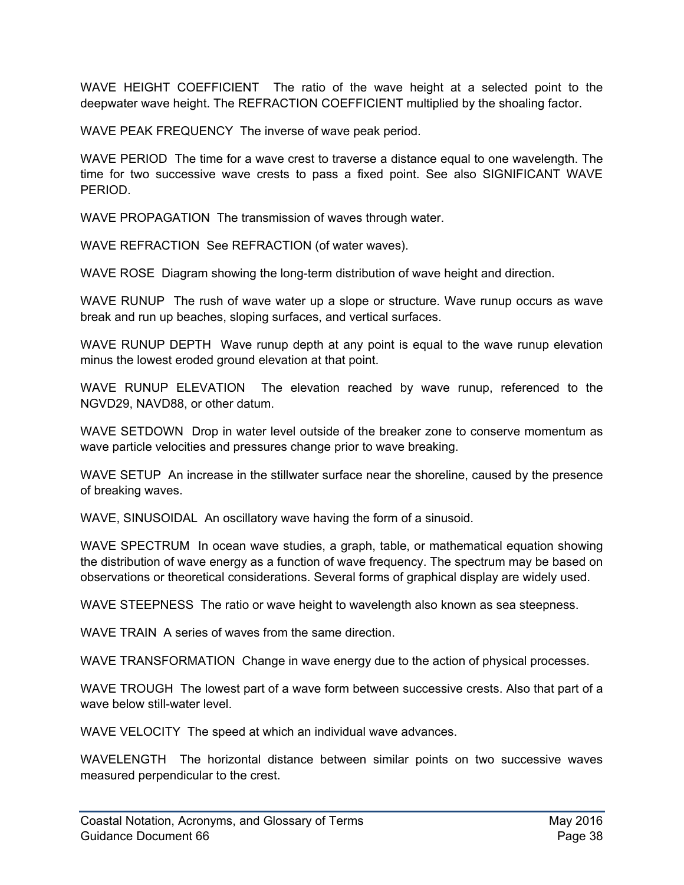WAVE HEIGHT COEFFICIENT  The ratio of the wave height at a selected point to the deepwater wave height. The REFRACTION COEFFICIENT multiplied by the shoaling factor.

WAVE PEAK FREQUENCY  The inverse of wave peak period.

WAVE PERIOD  The time for a wave crest to traverse a distance equal to one wavelength. The time for two successive wave crests to pass a fixed point. See also SIGNIFICANT WAVE PERIOD.

WAVE PROPAGATION  The transmission of waves through water.

WAVE REFRACTION  See REFRACTION (of water waves).

WAVE ROSE  Diagram showing the long-term distribution of wave height and direction.

WAVE RUNUP  The rush of wave water up a slope or structure. Wave runup occurs as wave break and run up beaches, sloping surfaces, and vertical surfaces.

WAVE RUNUP DEPTH  Wave runup depth at any point is equal to the wave runup elevation minus the lowest eroded ground elevation at that point.

WAVE RUNUP ELEVATION  The elevation reached by wave runup, referenced to the NGVD29, NAVD88, or other datum.

WAVE SETDOWN  Drop in water level outside of the breaker zone to conserve momentum as wave particle velocities and pressures change prior to wave breaking.

WAVE SETUP  An increase in the stillwater surface near the shoreline, caused by the presence of breaking waves.

WAVE, SINUSOIDAL  An oscillatory wave having the form of a sinusoid.

WAVE SPECTRUM  In ocean wave studies, a graph, table, or mathematical equation showing the distribution of wave energy as a function of wave frequency. The spectrum may be based on observations or theoretical considerations. Several forms of graphical display are widely used.

WAVE STEEPNESS  The ratio or wave height to wavelength also known as sea steepness.

WAVE TRAIN  A series of waves from the same direction.

WAVE TRANSFORMATION  Change in wave energy due to the action of physical processes.

WAVE TROUGH  The lowest part of a wave form between successive crests. Also that part of a wave below still-water level.

WAVE VELOCITY  The speed at which an individual wave advances.

WAVELENGTH  The horizontal distance between similar points on two successive waves measured perpendicular to the crest.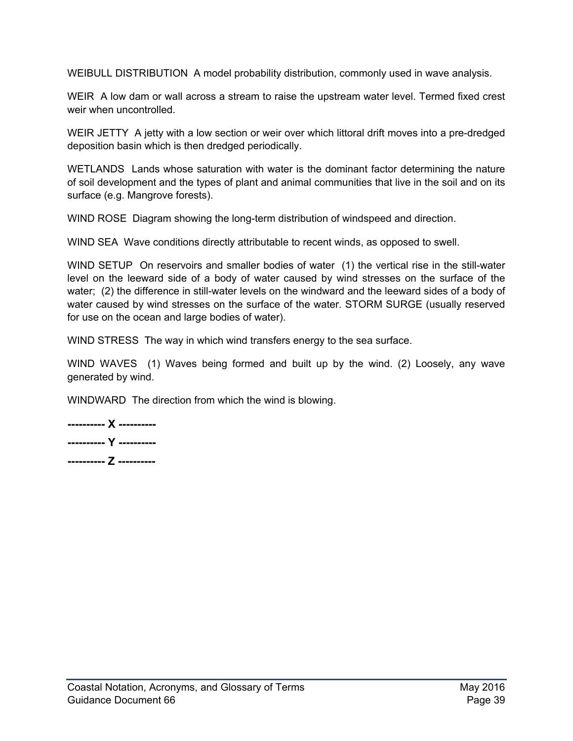WEIBULL DISTRIBUTION  A model probability distribution, commonly used in wave analysis.

WEIR  A low dam or wall across a stream to raise the upstream water level. Termed fixed crest weir when uncontrolled.

WEIR JETTY  A jetty with a low section or weir over which littoral drift moves into a pre-dredged deposition basin which is then dredged periodically.

WETLANDS  Lands whose saturation with water is the dominant factor determining the nature of soil development and the types of plant and animal communities that live in the soil and on its surface (e.g. Mangrove forests).

WIND ROSE  Diagram showing the long-term distribution of windspeed and direction.

WIND SEA  Wave conditions directly attributable to recent winds, as opposed to swell.

WIND SETUP  On reservoirs and smaller bodies of water  (1) the vertical rise in the still-water level on the leeward side of a body of water caused by wind stresses on the surface of the water;  (2) the difference in still-water levels on the windward and the leeward sides of a body of water caused by wind stresses on the surface of the water. STORM SURGE (usually reserved for use on the ocean and large bodies of water).

WIND STRESS  The way in which wind transfers energy to the sea surface.

WIND WAVES  (1) Waves being formed and built up by the wind. (2) Loosely, any wave generated by wind.

WINDWARD  The direction from which the wind is blowing.

**---------- X ----------**

**---------- Y ----------**

**---------- Z ----------**